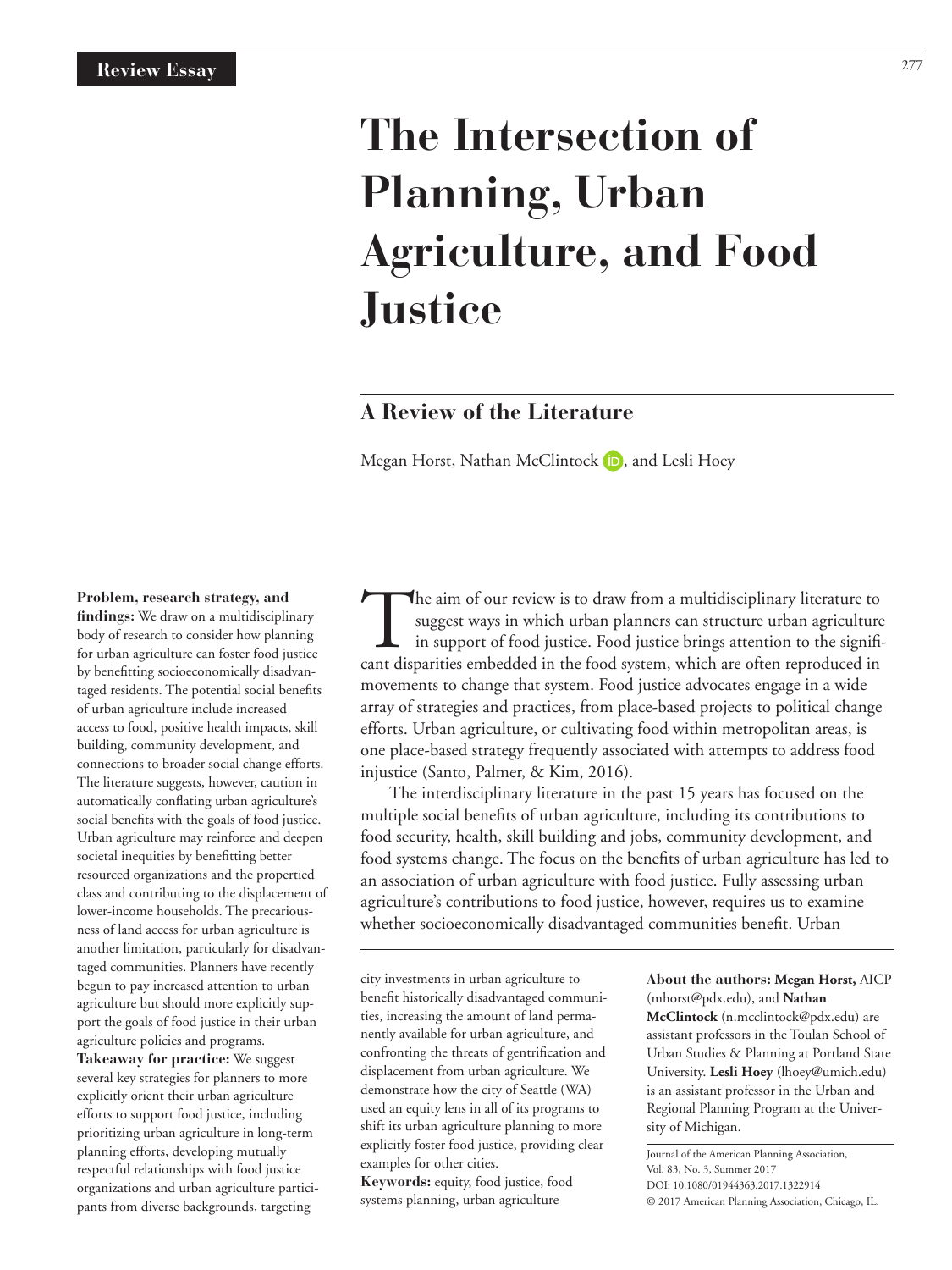Review Essay

# The Intersection of Planning, Urban Agriculture, and Food Justice

## A Review of the Literature

Megan Horst, Nathan McClintock, and Lesli Hoey

**Problem, research strategy, and findings:** We draw on a multidisciplinary body of research to consider how planning for urban agriculture can foster food justice by benefitting socioeconomically disadvantaged residents. The potential social benefits of urban agriculture include increased access to food, positive health impacts, skill building, community development, and connections to broader social change efforts. The literature suggests, however, caution in automatically conflating urban agriculture's social benefits with the goals of food justice. Urban agriculture may reinforce and deepen societal inequities by benefitting better resourced organizations and the propertied class and contributing to the displacement of lower-income households. The precariousness of land access for urban agriculture is another limitation, particularly for disadvantaged communities. Planners have recently begun to pay increased attention to urban agriculture but should more explicitly support the goals of food justice in their urban agriculture policies and programs.

**Takeaway for practice:** We suggest several key strategies for planners to more explicitly orient their urban agriculture efforts to support food justice, including prioritizing urban agriculture in long-term planning efforts, developing mutually respectful relationships with food justice organizations and urban agriculture participants from diverse backgrounds, targeting city investments in urban agriculture to benefit historically disadvantaged communities, increasing the amount of land permanently available for urban agriculture, and confronting the threats of gentrification and displacement from urban agriculture. We demonstrate how the city of Seattle (WA) used an equity lens in all of its programs to shift its urban agriculture planning to more explicitly foster food justice, providing clear examples for other cities.

**Keywords:** equity, food justice, food systems planning, urban agriculture

**About the authors: Megan Horst,** AICP (mhorst@pdx.edu), and **Nathan McClintock** (n.mcclintock@pdx.edu) are assistant professors in the Toulan School of Urban Studies & Planning at Portland State University. **Lesli Hoey** (lhoey@umich.edu) is an assistant professor in the Urban and Regional Planning Program at the University of Michigan.

Journal of the American Planning Association, Vol. 83, No. 3, Summer 2017
DOI: 10.1080/01944363.2017.1322914
© 2017 American Planning Association, Chicago, IL.

The aim of our review is to draw from a multidisciplinary literature to suggest ways in which urban planners can structure urban agriculture in support of food justice. Food justice brings attention to the significant disparities embedded in the food system, which are often reproduced in movements to change that system. Food justice advocates engage in a wide array of strategies and practices, from place-based projects to political change efforts. Urban agriculture, or cultivating food within metropolitan areas, is one place-based strategy frequently associated with attempts to address food injustice (Santo, Palmer, & Kim, 2016).

The interdisciplinary literature in the past 15 years has focused on the multiple social benefits of urban agriculture, including its contributions to food security, health, skill building and jobs, community development, and food systems change. The focus on the benefits of urban agriculture has led to an association of urban agriculture with food justice. Fully assessing urban agriculture's contributions to food justice, however, requires us to examine whether socioeconomically disadvantaged communities benefit. Urban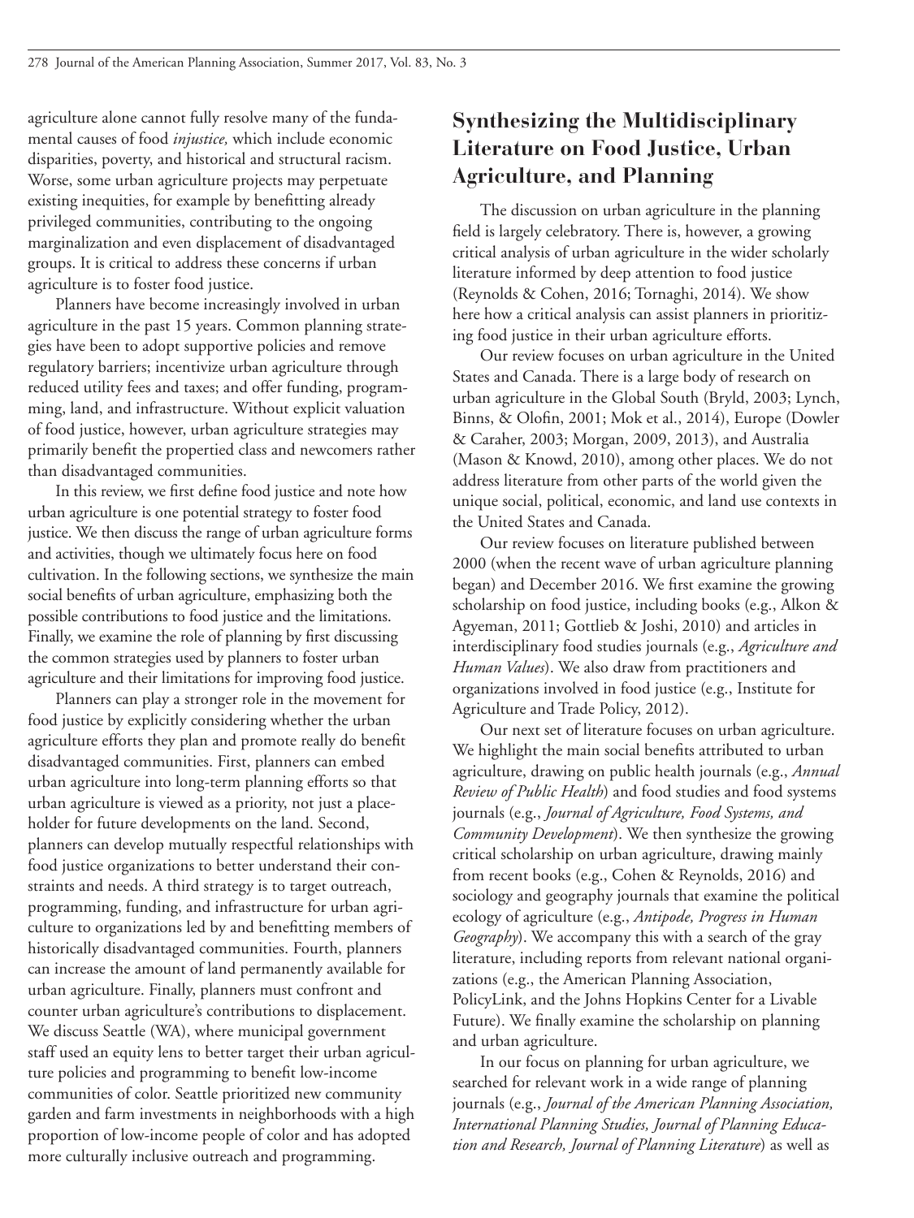agriculture alone cannot fully resolve many of the fundamental causes of food *injustice,* which include economic disparities, poverty, and historical and structural racism. Worse, some urban agriculture projects may perpetuate existing inequities, for example by benefitting already privileged communities, contributing to the ongoing marginalization and even displacement of disadvantaged groups. It is critical to address these concerns if urban agriculture is to foster food justice.

Planners have become increasingly involved in urban agriculture in the past 15 years. Common planning strategies have been to adopt supportive policies and remove regulatory barriers; incentivize urban agriculture through reduced utility fees and taxes; and offer funding, programming, land, and infrastructure. Without explicit valuation of food justice, however, urban agriculture strategies may primarily benefit the propertied class and newcomers rather than disadvantaged communities.

In this review, we first define food justice and note how urban agriculture is one potential strategy to foster food justice. We then discuss the range of urban agriculture forms and activities, though we ultimately focus here on food cultivation. In the following sections, we synthesize the main social benefits of urban agriculture, emphasizing both the possible contributions to food justice and the limitations. Finally, we examine the role of planning by first discussing the common strategies used by planners to foster urban agriculture and their limitations for improving food justice.

Planners can play a stronger role in the movement for food justice by explicitly considering whether the urban agriculture efforts they plan and promote really do benefit disadvantaged communities. First, planners can embed urban agriculture into long-term planning efforts so that urban agriculture is viewed as a priority, not just a placeholder for future developments on the land. Second, planners can develop mutually respectful relationships with food justice organizations to better understand their constraints and needs. A third strategy is to target outreach, programming, funding, and infrastructure for urban agriculture to organizations led by and benefitting members of historically disadvantaged communities. Fourth, planners can increase the amount of land permanently available for urban agriculture. Finally, planners must confront and counter urban agriculture's contributions to displacement. We discuss Seattle (WA), where municipal government staff used an equity lens to better target their urban agriculture policies and programming to benefit low-income communities of color. Seattle prioritized new community garden and farm investments in neighborhoods with a high proportion of low-income people of color and has adopted more culturally inclusive outreach and programming.

## Synthesizing the Multidisciplinary Literature on Food Justice, Urban Agriculture, and Planning

The discussion on urban agriculture in the planning field is largely celebratory. There is, however, a growing critical analysis of urban agriculture in the wider scholarly literature informed by deep attention to food justice (Reynolds & Cohen, 2016; Tornaghi, 2014). We show here how a critical analysis can assist planners in prioritizing food justice in their urban agriculture efforts.

Our review focuses on urban agriculture in the United States and Canada. There is a large body of research on urban agriculture in the Global South (Bryld, 2003; Lynch, Binns, & Olofin, 2001; Mok et al., 2014), Europe (Dowler & Caraher, 2003; Morgan, 2009, 2013), and Australia (Mason & Knowd, 2010), among other places. We do not address literature from other parts of the world given the unique social, political, economic, and land use contexts in the United States and Canada.

Our review focuses on literature published between 2000 (when the recent wave of urban agriculture planning began) and December 2016. We first examine the growing scholarship on food justice, including books (e.g., Alkon & Agyeman, 2011; Gottlieb & Joshi, 2010) and articles in interdisciplinary food studies journals (e.g., *Agriculture and Human Values*). We also draw from practitioners and organizations involved in food justice (e.g., Institute for Agriculture and Trade Policy, 2012).

Our next set of literature focuses on urban agriculture. We highlight the main social benefits attributed to urban agriculture, drawing on public health journals (e.g., *Annual Review of Public Health*) and food studies and food systems journals (e.g., *Journal of Agriculture, Food Systems, and Community Development*). We then synthesize the growing critical scholarship on urban agriculture, drawing mainly from recent books (e.g., Cohen & Reynolds, 2016) and sociology and geography journals that examine the political ecology of agriculture (e.g., *Antipode, Progress in Human Geography*). We accompany this with a search of the gray literature, including reports from relevant national organizations (e.g., the American Planning Association, PolicyLink, and the Johns Hopkins Center for a Livable Future). We finally examine the scholarship on planning and urban agriculture.

In our focus on planning for urban agriculture, we searched for relevant work in a wide range of planning journals (e.g., *Journal of the American Planning Association, International Planning Studies, Journal of Planning Education and Research, Journal of Planning Literature*) as well as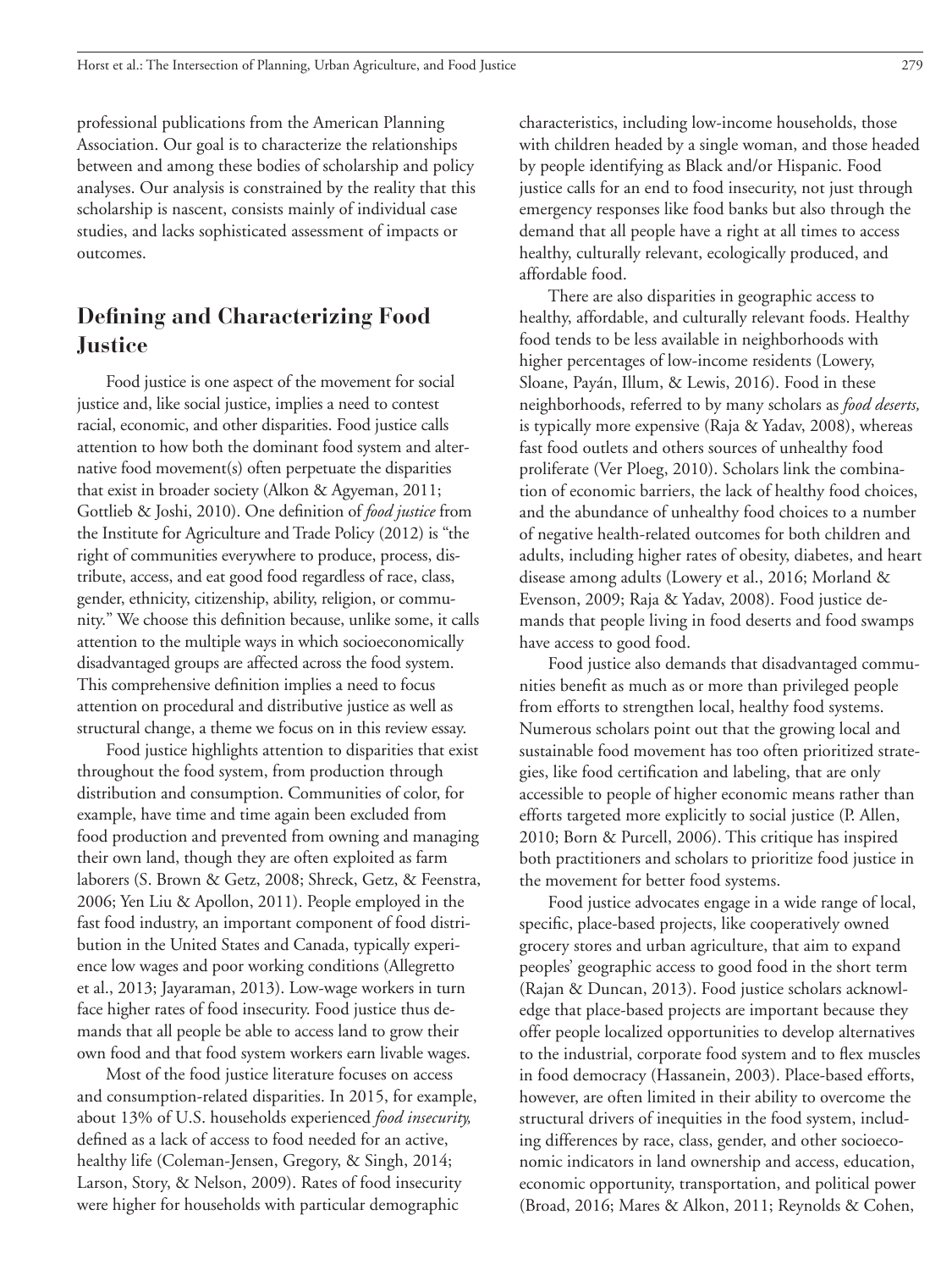professional publications from the American Planning Association. Our goal is to characterize the relationships between and among these bodies of scholarship and policy analyses. Our analysis is constrained by the reality that this scholarship is nascent, consists mainly of individual case studies, and lacks sophisticated assessment of impacts or outcomes.

## Defining and Characterizing Food Justice

Food justice is one aspect of the movement for social justice and, like social justice, implies a need to contest racial, economic, and other disparities. Food justice calls attention to how both the dominant food system and alternative food movement(s) often perpetuate the disparities that exist in broader society (Alkon & Agyeman, 2011; Gottlieb & Joshi, 2010). One definition of *food justice* from the Institute for Agriculture and Trade Policy (2012) is "the right of communities everywhere to produce, process, distribute, access, and eat good food regardless of race, class, gender, ethnicity, citizenship, ability, religion, or community." We choose this definition because, unlike some, it calls attention to the multiple ways in which socioeconomically disadvantaged groups are affected across the food system. This comprehensive definition implies a need to focus attention on procedural and distributive justice as well as structural change, a theme we focus on in this review essay.

Food justice highlights attention to disparities that exist throughout the food system, from production through distribution and consumption. Communities of color, for example, have time and time again been excluded from food production and prevented from owning and managing their own land, though they are often exploited as farm laborers (S. Brown & Getz, 2008; Shreck, Getz, & Feenstra, 2006; Yen Liu & Apollon, 2011). People employed in the fast food industry, an important component of food distribution in the United States and Canada, typically experience low wages and poor working conditions (Allegretto et al., 2013; Jayaraman, 2013). Low-wage workers in turn face higher rates of food insecurity. Food justice thus demands that all people be able to access land to grow their own food and that food system workers earn livable wages.

Most of the food justice literature focuses on access and consumption-related disparities. In 2015, for example, about 13% of U.S. households experienced *food insecurity,* defined as a lack of access to food needed for an active, healthy life (Coleman-Jensen, Gregory, & Singh, 2014; Larson, Story, & Nelson, 2009). Rates of food insecurity were higher for households with particular demographic characteristics, including low-income households, those with children headed by a single woman, and those headed by people identifying as Black and/or Hispanic. Food justice calls for an end to food insecurity, not just through emergency responses like food banks but also through the demand that all people have a right at all times to access healthy, culturally relevant, ecologically produced, and affordable food.

There are also disparities in geographic access to healthy, affordable, and culturally relevant foods. Healthy food tends to be less available in neighborhoods with higher percentages of low-income residents (Lowery, Sloane, Payán, Illum, & Lewis, 2016). Food in these neighborhoods, referred to by many scholars as *food deserts,* is typically more expensive (Raja & Yadav, 2008), whereas fast food outlets and others sources of unhealthy food proliferate (Ver Ploeg, 2010). Scholars link the combination of economic barriers, the lack of healthy food choices, and the abundance of unhealthy food choices to a number of negative health-related outcomes for both children and adults, including higher rates of obesity, diabetes, and heart disease among adults (Lowery et al., 2016; Morland & Evenson, 2009; Raja & Yadav, 2008). Food justice demands that people living in food deserts and food swamps have access to good food.

Food justice also demands that disadvantaged communities benefit as much as or more than privileged people from efforts to strengthen local, healthy food systems. Numerous scholars point out that the growing local and sustainable food movement has too often prioritized strategies, like food certification and labeling, that are only accessible to people of higher economic means rather than efforts targeted more explicitly to social justice (P. Allen, 2010; Born & Purcell, 2006). This critique has inspired both practitioners and scholars to prioritize food justice in the movement for better food systems.

Food justice advocates engage in a wide range of local, specific, place-based projects, like cooperatively owned grocery stores and urban agriculture, that aim to expand peoples' geographic access to good food in the short term (Rajan & Duncan, 2013). Food justice scholars acknowledge that place-based projects are important because they offer people localized opportunities to develop alternatives to the industrial, corporate food system and to flex muscles in food democracy (Hassanein, 2003). Place-based efforts, however, are often limited in their ability to overcome the structural drivers of inequities in the food system, including differences by race, class, gender, and other socioeconomic indicators in land ownership and access, education, economic opportunity, transportation, and political power (Broad, 2016; Mares & Alkon, 2011; Reynolds & Cohen,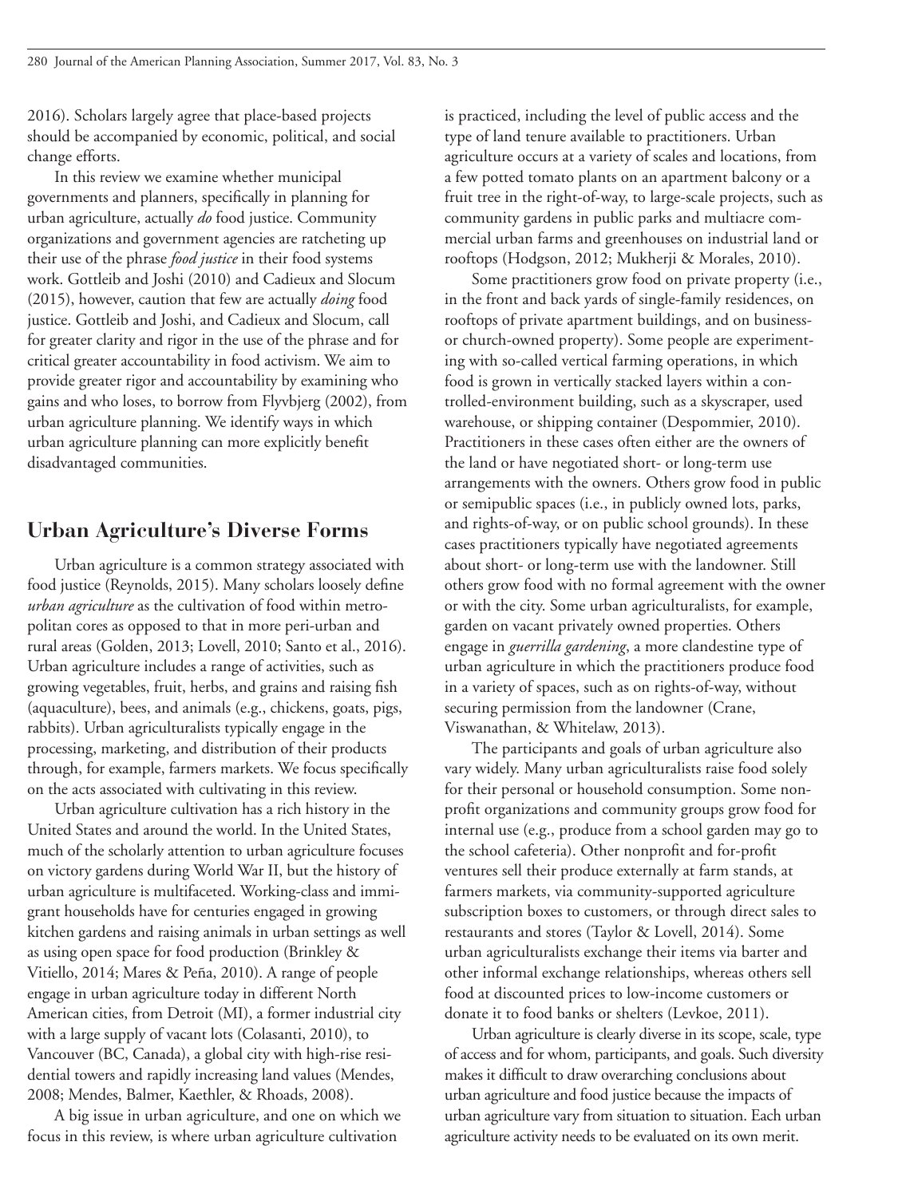2016). Scholars largely agree that place-based projects should be accompanied by economic, political, and social change efforts.

In this review we examine whether municipal governments and planners, specifically in planning for urban agriculture, actually *do* food justice. Community organizations and government agencies are ratcheting up their use of the phrase *food justice* in their food systems work. Gottlieb and Joshi (2010) and Cadieux and Slocum (2015), however, caution that few are actually *doing* food justice. Gottlieb and Joshi, and Cadieux and Slocum, call for greater clarity and rigor in the use of the phrase and for critical greater accountability in food activism. We aim to provide greater rigor and accountability by examining who gains and who loses, to borrow from Flyvbjerg (2002), from urban agriculture planning. We identify ways in which urban agriculture planning can more explicitly benefit disadvantaged communities.

## Urban Agriculture's Diverse Forms

Urban agriculture is a common strategy associated with food justice (Reynolds, 2015). Many scholars loosely define *urban agriculture* as the cultivation of food within metropolitan cores as opposed to that in more peri-urban and rural areas (Golden, 2013; Lovell, 2010; Santo et al., 2016). Urban agriculture includes a range of activities, such as growing vegetables, fruit, herbs, and grains and raising fish (aquaculture), bees, and animals (e.g., chickens, goats, pigs, rabbits). Urban agriculturalists typically engage in the processing, marketing, and distribution of their products through, for example, farmers markets. We focus specifically on the acts associated with cultivating in this review.

Urban agriculture cultivation has a rich history in the United States and around the world. In the United States, much of the scholarly attention to urban agriculture focuses on victory gardens during World War II, but the history of urban agriculture is multifaceted. Working-class and immigrant households have for centuries engaged in growing kitchen gardens and raising animals in urban settings as well as using open space for food production (Brinkley & Vitiello, 2014; Mares & Peña, 2010). A range of people engage in urban agriculture today in different North American cities, from Detroit (MI), a former industrial city with a large supply of vacant lots (Colasanti, 2010), to Vancouver (BC, Canada), a global city with high-rise residential towers and rapidly increasing land values (Mendes, 2008; Mendes, Balmer, Kaethler, & Rhoads, 2008).

A big issue in urban agriculture, and one on which we focus in this review, is where urban agriculture cultivation is practiced, including the level of public access and the type of land tenure available to practitioners. Urban agriculture occurs at a variety of scales and locations, from a few potted tomato plants on an apartment balcony or a fruit tree in the right-of-way, to large-scale projects, such as community gardens in public parks and multiacre commercial urban farms and greenhouses on industrial land or rooftops (Hodgson, 2012; Mukherji & Morales, 2010).

Some practitioners grow food on private property (i.e., in the front and back yards of single-family residences, on rooftops of private apartment buildings, and on business- or church-owned property). Some people are experimenting with so-called vertical farming operations, in which food is grown in vertically stacked layers within a controlled-environment building, such as a skyscraper, used warehouse, or shipping container (Despommier, 2010). Practitioners in these cases often either are the owners of the land or have negotiated short- or long-term use arrangements with the owners. Others grow food in public or semipublic spaces (i.e., in publicly owned lots, parks, and rights-of-way, or on public school grounds). In these cases practitioners typically have negotiated agreements about short- or long-term use with the landowner. Still others grow food with no formal agreement with the owner or with the city. Some urban agriculturalists, for example, garden on vacant privately owned properties. Others engage in *guerrilla gardening*, a more clandestine type of urban agriculture in which the practitioners produce food in a variety of spaces, such as on rights-of-way, without securing permission from the landowner (Crane, Viswanathan, & Whitelaw, 2013).

The participants and goals of urban agriculture also vary widely. Many urban agriculturalists raise food solely for their personal or household consumption. Some nonprofit organizations and community groups grow food for internal use (e.g., produce from a school garden may go to the school cafeteria). Other nonprofit and for-profit ventures sell their produce externally at farm stands, at farmers markets, via community-supported agriculture subscription boxes to customers, or through direct sales to restaurants and stores (Taylor & Lovell, 2014). Some urban agriculturalists exchange their items via barter and other informal exchange relationships, whereas others sell food at discounted prices to low-income customers or donate it to food banks or shelters (Levkoe, 2011).

Urban agriculture is clearly diverse in its scope, scale, type of access and for whom, participants, and goals. Such diversity makes it difficult to draw overarching conclusions about urban agriculture and food justice because the impacts of urban agriculture vary from situation to situation. Each urban agriculture activity needs to be evaluated on its own merit.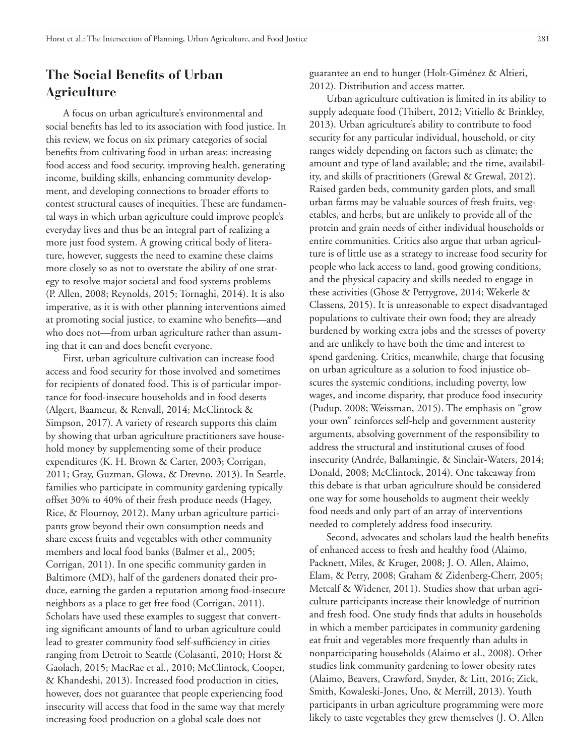## The Social Benefits of Urban Agriculture

A focus on urban agriculture's environmental and social benefits has led to its association with food justice. In this review, we focus on six primary categories of social benefits from cultivating food in urban areas: increasing food access and food security, improving health, generating income, building skills, enhancing community development, and developing connections to broader efforts to contest structural causes of inequities. These are fundamental ways in which urban agriculture could improve people's everyday lives and thus be an integral part of realizing a more just food system. A growing critical body of literature, however, suggests the need to examine these claims more closely so as not to overstate the ability of one strategy to resolve major societal and food systems problems (P. Allen, 2008; Reynolds, 2015; Tornaghi, 2014). It is also imperative, as it is with other planning interventions aimed at promoting social justice, to examine who benefits—and who does not—from urban agriculture rather than assuming that it can and does benefit everyone.

First, urban agriculture cultivation can increase food access and food security for those involved and sometimes for recipients of donated food. This is of particular importance for food-insecure households and in food deserts (Algert, Baameur, & Renvall, 2014; McClintock & Simpson, 2017). A variety of research supports this claim by showing that urban agriculture practitioners save household money by supplementing some of their produce expenditures (K. H. Brown & Carter, 2003; Corrigan, 2011; Gray, Guzman, Glowa, & Drevno, 2013). In Seattle, families who participate in community gardening typically offset 30% to 40% of their fresh produce needs (Hagey, Rice, & Flournoy, 2012). Many urban agriculture participants grow beyond their own consumption needs and share excess fruits and vegetables with other community members and local food banks (Balmer et al., 2005; Corrigan, 2011). In one specific community garden in Baltimore (MD), half of the gardeners donated their produce, earning the garden a reputation among food-insecure neighbors as a place to get free food (Corrigan, 2011). Scholars have used these examples to suggest that converting significant amounts of land to urban agriculture could lead to greater community food self-sufficiency in cities ranging from Detroit to Seattle (Colasanti, 2010; Horst & Gaolach, 2015; MacRae et al., 2010; McClintock, Cooper, & Khandeshi, 2013). Increased food production in cities, however, does not guarantee that people experiencing food insecurity will access that food in the same way that merely increasing food production on a global scale does not guarantee an end to hunger (Holt-Giménez & Altieri, 2012). Distribution and access matter.

Urban agriculture cultivation is limited in its ability to supply adequate food (Thibert, 2012; Vitiello & Brinkley, 2013). Urban agriculture's ability to contribute to food security for any particular individual, household, or city ranges widely depending on factors such as climate; the amount and type of land available; and the time, availability, and skills of practitioners (Grewal & Grewal, 2012). Raised garden beds, community garden plots, and small urban farms may be valuable sources of fresh fruits, vegetables, and herbs, but are unlikely to provide all of the protein and grain needs of either individual households or entire communities. Critics also argue that urban agriculture is of little use as a strategy to increase food security for people who lack access to land, good growing conditions, and the physical capacity and skills needed to engage in these activities (Ghose & Pettygrove, 2014; Wekerle & Classens, 2015). It is unreasonable to expect disadvantaged populations to cultivate their own food; they are already burdened by working extra jobs and the stresses of poverty and are unlikely to have both the time and interest to spend gardening. Critics, meanwhile, charge that focusing on urban agriculture as a solution to food injustice obscures the systemic conditions, including poverty, low wages, and income disparity, that produce food insecurity (Pudup, 2008; Weissman, 2015). The emphasis on "grow your own" reinforces self-help and government austerity arguments, absolving government of the responsibility to address the structural and institutional causes of food insecurity (Andrée, Ballamingie, & Sinclair-Waters, 2014; Donald, 2008; McClintock, 2014). One takeaway from this debate is that urban agriculture should be considered one way for some households to augment their weekly food needs and only part of an array of interventions needed to completely address food insecurity.

Second, advocates and scholars laud the health benefits of enhanced access to fresh and healthy food (Alaimo, Packnett, Miles, & Kruger, 2008; J. O. Allen, Alaimo, Elam, & Perry, 2008; Graham & Zidenberg-Cherr, 2005; Metcalf & Widener, 2011). Studies show that urban agriculture participants increase their knowledge of nutrition and fresh food. One study finds that adults in households in which a member participates in community gardening eat fruit and vegetables more frequently than adults in nonparticipating households (Alaimo et al., 2008). Other studies link community gardening to lower obesity rates (Alaimo, Beavers, Crawford, Snyder, & Litt, 2016; Zick, Smith, Kowaleski-Jones, Uno, & Merrill, 2013). Youth participants in urban agriculture programming were more likely to taste vegetables they grew themselves (J. O. Allen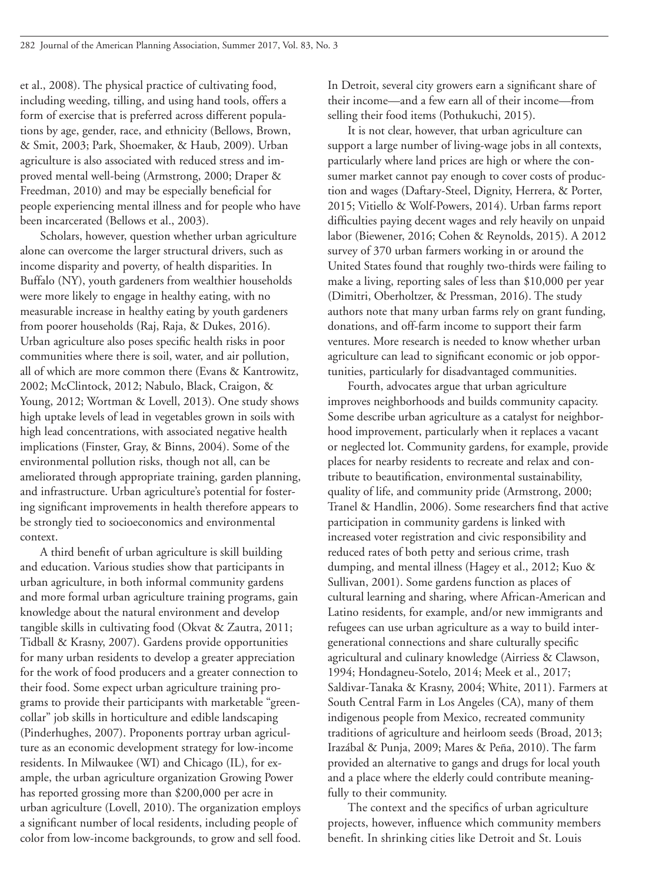et al., 2008). The physical practice of cultivating food, including weeding, tilling, and using hand tools, offers a form of exercise that is preferred across different populations by age, gender, race, and ethnicity (Bellows, Brown, & Smit, 2003; Park, Shoemaker, & Haub, 2009). Urban agriculture is also associated with reduced stress and improved mental well-being (Armstrong, 2000; Draper & Freedman, 2010) and may be especially beneficial for people experiencing mental illness and for people who have been incarcerated (Bellows et al., 2003).

Scholars, however, question whether urban agriculture alone can overcome the larger structural drivers, such as income disparity and poverty, of health disparities. In Buffalo (NY), youth gardeners from wealthier households were more likely to engage in healthy eating, with no measurable increase in healthy eating by youth gardeners from poorer households (Raj, Raja, & Dukes, 2016). Urban agriculture also poses specific health risks in poor communities where there is soil, water, and air pollution, all of which are more common there (Evans & Kantrowitz, 2002; McClintock, 2012; Nabulo, Black, Craigon, & Young, 2012; Wortman & Lovell, 2013). One study shows high uptake levels of lead in vegetables grown in soils with high lead concentrations, with associated negative health implications (Finster, Gray, & Binns, 2004). Some of the environmental pollution risks, though not all, can be ameliorated through appropriate training, garden planning, and infrastructure. Urban agriculture's potential for fostering significant improvements in health therefore appears to be strongly tied to socioeconomics and environmental context.

A third benefit of urban agriculture is skill building and education. Various studies show that participants in urban agriculture, in both informal community gardens and more formal urban agriculture training programs, gain knowledge about the natural environment and develop tangible skills in cultivating food (Okvat & Zautra, 2011; Tidball & Krasny, 2007). Gardens provide opportunities for many urban residents to develop a greater appreciation for the work of food producers and a greater connection to their food. Some expect urban agriculture training programs to provide their participants with marketable "green-collar" job skills in horticulture and edible landscaping (Pinderhughes, 2007). Proponents portray urban agriculture as an economic development strategy for low-income residents. In Milwaukee (WI) and Chicago (IL), for example, the urban agriculture organization Growing Power has reported grossing more than $200,000 per acre in urban agriculture (Lovell, 2010). The organization employs a significant number of local residents, including people of color from low-income backgrounds, to grow and sell food. In Detroit, several city growers earn a significant share of their income—and a few earn all of their income—from selling their food items (Pothukuchi, 2015).

It is not clear, however, that urban agriculture can support a large number of living-wage jobs in all contexts, particularly where land prices are high or where the consumer market cannot pay enough to cover costs of production and wages (Daftary-Steel, Dignity, Herrera, & Porter, 2015; Vitiello & Wolf-Powers, 2014). Urban farms report difficulties paying decent wages and rely heavily on unpaid labor (Biewener, 2016; Cohen & Reynolds, 2015). A 2012 survey of 370 urban farmers working in or around the United States found that roughly two-thirds were failing to make a living, reporting sales of less than $10,000 per year (Dimitri, Oberholtzer, & Pressman, 2016). The study authors note that many urban farms rely on grant funding, donations, and off-farm income to support their farm ventures. More research is needed to know whether urban agriculture can lead to significant economic or job opportunities, particularly for disadvantaged communities.

Fourth, advocates argue that urban agriculture improves neighborhoods and builds community capacity. Some describe urban agriculture as a catalyst for neighborhood improvement, particularly when it replaces a vacant or neglected lot. Community gardens, for example, provide places for nearby residents to recreate and relax and contribute to beautification, environmental sustainability, quality of life, and community pride (Armstrong, 2000; Tranel & Handlin, 2006). Some researchers find that active participation in community gardens is linked with increased voter registration and civic responsibility and reduced rates of both petty and serious crime, trash dumping, and mental illness (Hagey et al., 2012; Kuo & Sullivan, 2001). Some gardens function as places of cultural learning and sharing, where African-American and Latino residents, for example, and/or new immigrants and refugees can use urban agriculture as a way to build intergenerational connections and share culturally specific agricultural and culinary knowledge (Airriess & Clawson, 1994; Hondagneu-Sotelo, 2014; Meek et al., 2017; Saldivar-Tanaka & Krasny, 2004; White, 2011). Farmers at South Central Farm in Los Angeles (CA), many of them indigenous people from Mexico, recreated community traditions of agriculture and heirloom seeds (Broad, 2013; Irazábal & Punja, 2009; Mares & Peña, 2010). The farm provided an alternative to gangs and drugs for local youth and a place where the elderly could contribute meaningfully to their community.

The context and the specifics of urban agriculture projects, however, influence which community members benefit. In shrinking cities like Detroit and St. Louis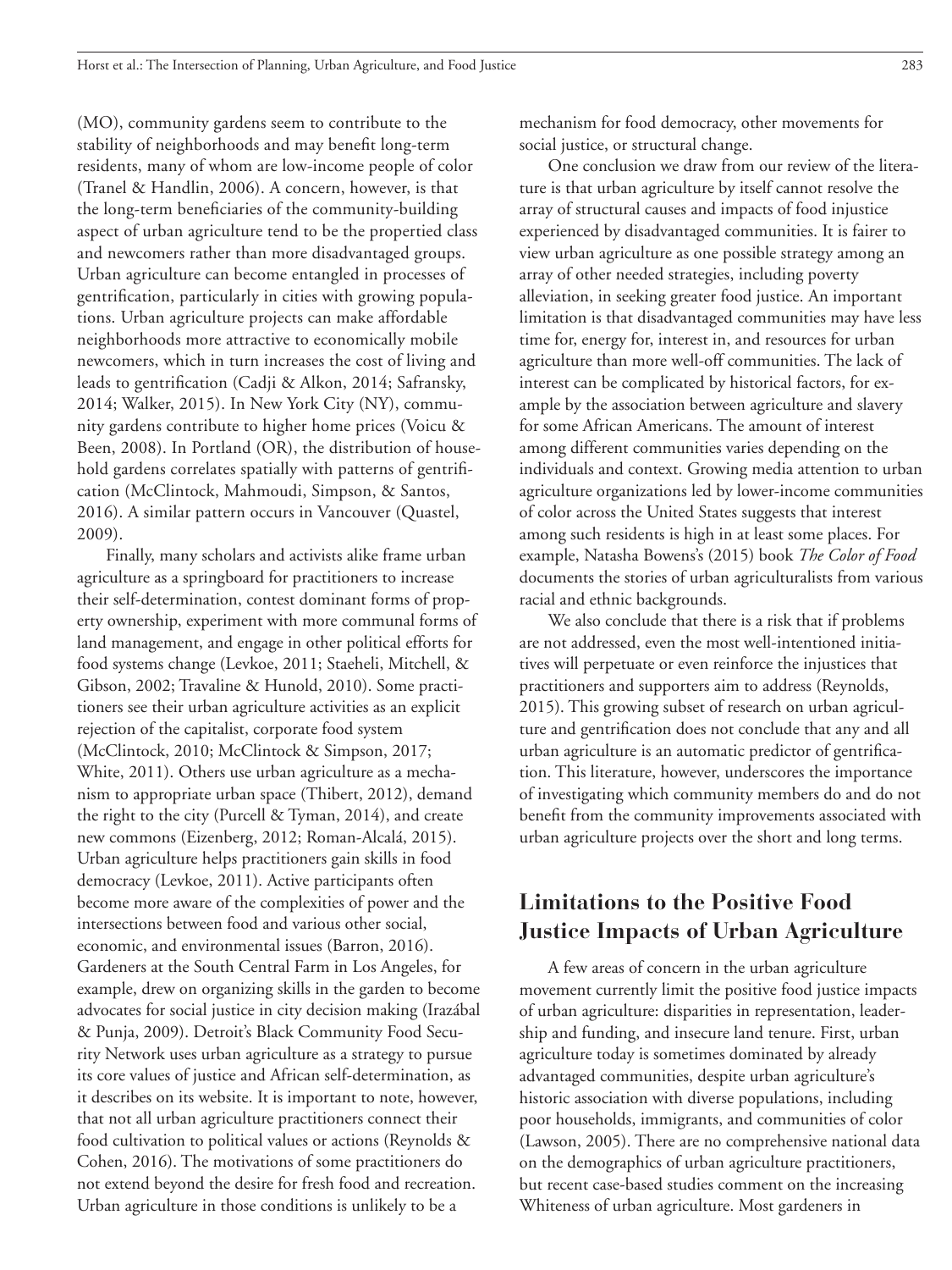(MO), community gardens seem to contribute to the stability of neighborhoods and may benefit long-term residents, many of whom are low-income people of color (Tranel & Handlin, 2006). A concern, however, is that the long-term beneficiaries of the community-building aspect of urban agriculture tend to be the propertied class and newcomers rather than more disadvantaged groups. Urban agriculture can become entangled in processes of gentrification, particularly in cities with growing populations. Urban agriculture projects can make affordable neighborhoods more attractive to economically mobile newcomers, which in turn increases the cost of living and leads to gentrification (Cadji & Alkon, 2014; Safransky, 2014; Walker, 2015). In New York City (NY), community gardens contribute to higher home prices (Voicu & Been, 2008). In Portland (OR), the distribution of household gardens correlates spatially with patterns of gentrification (McClintock, Mahmoudi, Simpson, & Santos, 2016). A similar pattern occurs in Vancouver (Quastel, 2009).

Finally, many scholars and activists alike frame urban agriculture as a springboard for practitioners to increase their self-determination, contest dominant forms of property ownership, experiment with more communal forms of land management, and engage in other political efforts for food systems change (Levkoe, 2011; Staeheli, Mitchell, & Gibson, 2002; Travaline & Hunold, 2010). Some practitioners see their urban agriculture activities as an explicit rejection of the capitalist, corporate food system (McClintock, 2010; McClintock & Simpson, 2017; White, 2011). Others use urban agriculture as a mechanism to appropriate urban space (Thibert, 2012), demand the right to the city (Purcell & Tyman, 2014), and create new commons (Eizenberg, 2012; Roman-Alcalá, 2015). Urban agriculture helps practitioners gain skills in food democracy (Levkoe, 2011). Active participants often become more aware of the complexities of power and the intersections between food and various other social, economic, and environmental issues (Barron, 2016). Gardeners at the South Central Farm in Los Angeles, for example, drew on organizing skills in the garden to become advocates for social justice in city decision making (Irazábal & Punja, 2009). Detroit's Black Community Food Security Network uses urban agriculture as a strategy to pursue its core values of justice and African self-determination, as it describes on its website. It is important to note, however, that not all urban agriculture practitioners connect their food cultivation to political values or actions (Reynolds & Cohen, 2016). The motivations of some practitioners do not extend beyond the desire for fresh food and recreation. Urban agriculture in those conditions is unlikely to be a mechanism for food democracy, other movements for social justice, or structural change.

One conclusion we draw from our review of the literature is that urban agriculture by itself cannot resolve the array of structural causes and impacts of food injustice experienced by disadvantaged communities. It is fairer to view urban agriculture as one possible strategy among an array of other needed strategies, including poverty alleviation, in seeking greater food justice. An important limitation is that disadvantaged communities may have less time for, energy for, interest in, and resources for urban agriculture than more well-off communities. The lack of interest can be complicated by historical factors, for example by the association between agriculture and slavery for some African Americans. The amount of interest among different communities varies depending on the individuals and context. Growing media attention to urban agriculture organizations led by lower-income communities of color across the United States suggests that interest among such residents is high in at least some places. For example, Natasha Bowens's (2015) book *The Color of Food* documents the stories of urban agriculturalists from various racial and ethnic backgrounds.

We also conclude that there is a risk that if problems are not addressed, even the most well-intentioned initiatives will perpetuate or even reinforce the injustices that practitioners and supporters aim to address (Reynolds, 2015). This growing subset of research on urban agriculture and gentrification does not conclude that any and all urban agriculture is an automatic predictor of gentrification. This literature, however, underscores the importance of investigating which community members do and do not benefit from the community improvements associated with urban agriculture projects over the short and long terms.

## Limitations to the Positive Food Justice Impacts of Urban Agriculture

A few areas of concern in the urban agriculture movement currently limit the positive food justice impacts of urban agriculture: disparities in representation, leadership and funding, and insecure land tenure. First, urban agriculture today is sometimes dominated by already advantaged communities, despite urban agriculture's historic association with diverse populations, including poor households, immigrants, and communities of color (Lawson, 2005). There are no comprehensive national data on the demographics of urban agriculture practitioners, but recent case-based studies comment on the increasing Whiteness of urban agriculture. Most gardeners in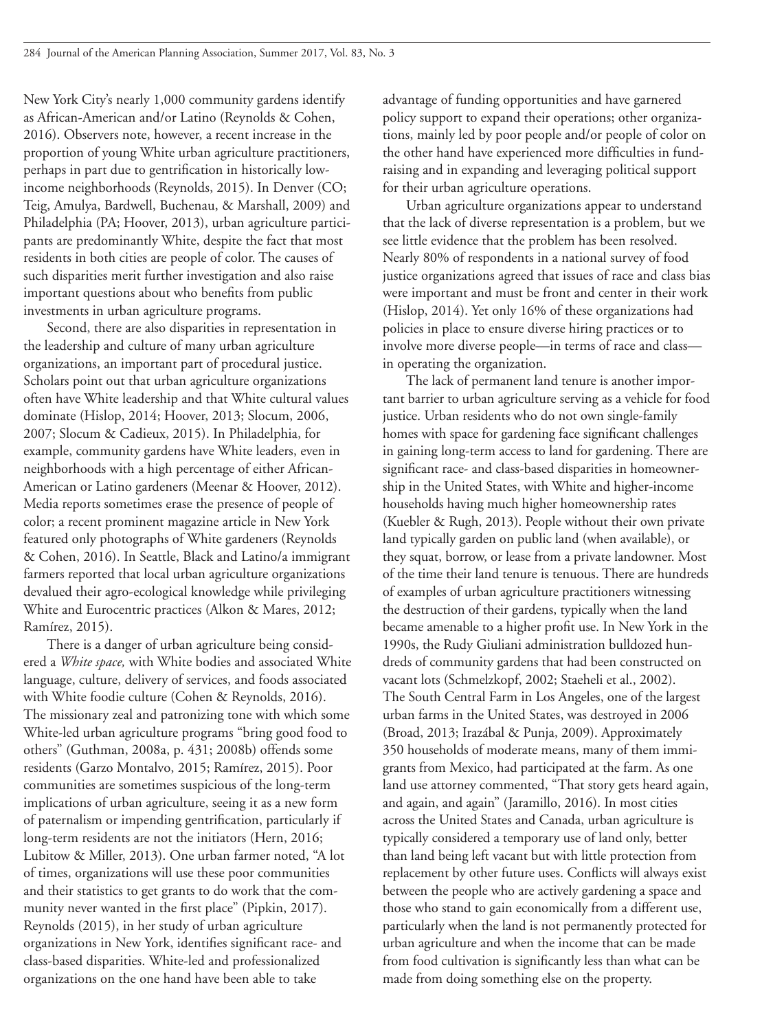New York City's nearly 1,000 community gardens identify as African-American and/or Latino (Reynolds & Cohen, 2016). Observers note, however, a recent increase in the proportion of young White urban agriculture practitioners, perhaps in part due to gentrification in historically low-income neighborhoods (Reynolds, 2015). In Denver (CO; Teig, Amulya, Bardwell, Buchenau, & Marshall, 2009) and Philadelphia (PA; Hoover, 2013), urban agriculture participants are predominantly White, despite the fact that most residents in both cities are people of color. The causes of such disparities merit further investigation and also raise important questions about who benefits from public investments in urban agriculture programs.

Second, there are also disparities in representation in the leadership and culture of many urban agriculture organizations, an important part of procedural justice. Scholars point out that urban agriculture organizations often have White leadership and that White cultural values dominate (Hislop, 2014; Hoover, 2013; Slocum, 2006, 2007; Slocum & Cadieux, 2015). In Philadelphia, for example, community gardens have White leaders, even in neighborhoods with a high percentage of either African-American or Latino gardeners (Meenar & Hoover, 2012). Media reports sometimes erase the presence of people of color; a recent prominent magazine article in New York featured only photographs of White gardeners (Reynolds & Cohen, 2016). In Seattle, Black and Latino/a immigrant farmers reported that local urban agriculture organizations devalued their agro-ecological knowledge while privileging White and Eurocentric practices (Alkon & Mares, 2012; Ramírez, 2015).

There is a danger of urban agriculture being considered a *White space,* with White bodies and associated White language, culture, delivery of services, and foods associated with White foodie culture (Cohen & Reynolds, 2016). The missionary zeal and patronizing tone with which some White-led urban agriculture programs "bring good food to others" (Guthman, 2008a, p. 431; 2008b) offends some residents (Garzo Montalvo, 2015; Ramírez, 2015). Poor communities are sometimes suspicious of the long-term implications of urban agriculture, seeing it as a new form of paternalism or impending gentrification, particularly if long-term residents are not the initiators (Hern, 2016; Lubitow & Miller, 2013). One urban farmer noted, "A lot of times, organizations will use these poor communities and their statistics to get grants to do work that the community never wanted in the first place" (Pipkin, 2017). Reynolds (2015), in her study of urban agriculture organizations in New York, identifies significant race- and class-based disparities. White-led and professionalized organizations on the one hand have been able to take advantage of funding opportunities and have garnered policy support to expand their operations; other organizations, mainly led by poor people and/or people of color on the other hand have experienced more difficulties in fundraising and in expanding and leveraging political support for their urban agriculture operations.

Urban agriculture organizations appear to understand that the lack of diverse representation is a problem, but we see little evidence that the problem has been resolved. Nearly 80% of respondents in a national survey of food justice organizations agreed that issues of race and class bias were important and must be front and center in their work (Hislop, 2014). Yet only 16% of these organizations had policies in place to ensure diverse hiring practices or to involve more diverse people—in terms of race and class—in operating the organization.

The lack of permanent land tenure is another important barrier to urban agriculture serving as a vehicle for food justice. Urban residents who do not own single-family homes with space for gardening face significant challenges in gaining long-term access to land for gardening. There are significant race- and class-based disparities in homeownership in the United States, with White and higher-income households having much higher homeownership rates (Kuebler & Rugh, 2013). People without their own private land typically garden on public land (when available), or they squat, borrow, or lease from a private landowner. Most of the time their land tenure is tenuous. There are hundreds of examples of urban agriculture practitioners witnessing the destruction of their gardens, typically when the land became amenable to a higher profit use. In New York in the 1990s, the Rudy Giuliani administration bulldozed hundreds of community gardens that had been constructed on vacant lots (Schmelzkopf, 2002; Staeheli et al., 2002). The South Central Farm in Los Angeles, one of the largest urban farms in the United States, was destroyed in 2006 (Broad, 2013; Irazábal & Punja, 2009). Approximately 350 households of moderate means, many of them immigrants from Mexico, had participated at the farm. As one land use attorney commented, "That story gets heard again, and again, and again" (Jaramillo, 2016). In most cities across the United States and Canada, urban agriculture is typically considered a temporary use of land only, better than land being left vacant but with little protection from replacement by other future uses. Conflicts will always exist between the people who are actively gardening a space and those who stand to gain economically from a different use, particularly when the land is not permanently protected for urban agriculture and when the income that can be made from food cultivation is significantly less than what can be made from doing something else on the property.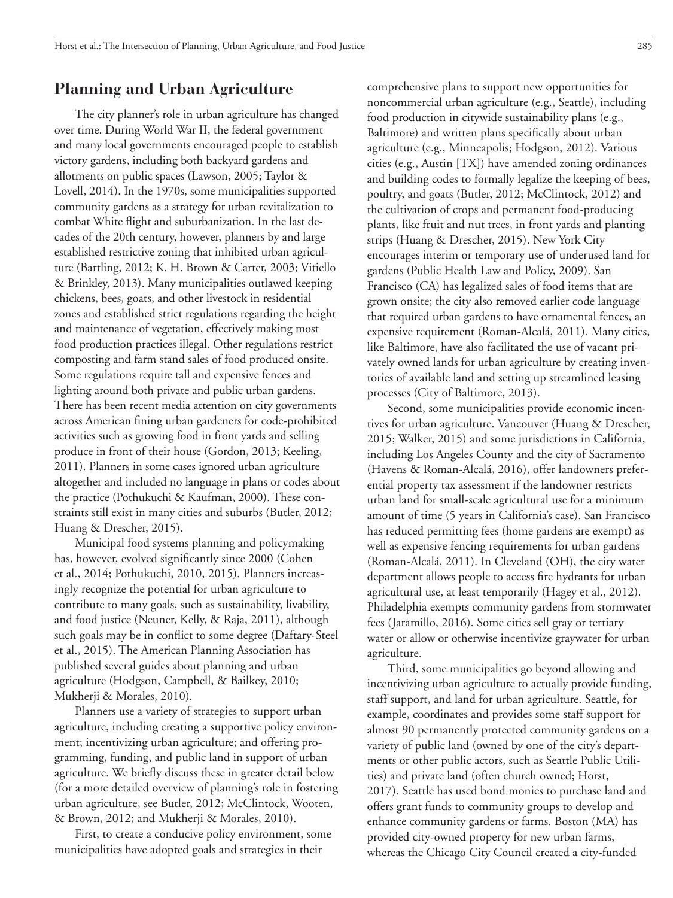## Planning and Urban Agriculture

The city planner's role in urban agriculture has changed over time. During World War II, the federal government and many local governments encouraged people to establish victory gardens, including both backyard gardens and allotments on public spaces (Lawson, 2005; Taylor & Lovell, 2014). In the 1970s, some municipalities supported community gardens as a strategy for urban revitalization to combat White flight and suburbanization. In the last decades of the 20th century, however, planners by and large established restrictive zoning that inhibited urban agriculture (Bartling, 2012; K. H. Brown & Carter, 2003; Vitiello & Brinkley, 2013). Many municipalities outlawed keeping chickens, bees, goats, and other livestock in residential zones and established strict regulations regarding the height and maintenance of vegetation, effectively making most food production practices illegal. Other regulations restrict composting and farm stand sales of food produced onsite. Some regulations require tall and expensive fences and lighting around both private and public urban gardens. There has been recent media attention on city governments across American fining urban gardeners for code-prohibited activities such as growing food in front yards and selling produce in front of their house (Gordon, 2013; Keeling, 2011). Planners in some cases ignored urban agriculture altogether and included no language in plans or codes about the practice (Pothukuchi & Kaufman, 2000). These constraints still exist in many cities and suburbs (Butler, 2012; Huang & Drescher, 2015).

Municipal food systems planning and policymaking has, however, evolved significantly since 2000 (Cohen et al., 2014; Pothukuchi, 2010, 2015). Planners increasingly recognize the potential for urban agriculture to contribute to many goals, such as sustainability, livability, and food justice (Neuner, Kelly, & Raja, 2011), although such goals may be in conflict to some degree (Daftary-Steel et al., 2015). The American Planning Association has published several guides about planning and urban agriculture (Hodgson, Campbell, & Bailkey, 2010; Mukherji & Morales, 2010).

Planners use a variety of strategies to support urban agriculture, including creating a supportive policy environment; incentivizing urban agriculture; and offering programming, funding, and public land in support of urban agriculture. We briefly discuss these in greater detail below (for a more detailed overview of planning's role in fostering urban agriculture, see Butler, 2012; McClintock, Wooten, & Brown, 2012; and Mukherji & Morales, 2010).

First, to create a conducive policy environment, some municipalities have adopted goals and strategies in their comprehensive plans to support new opportunities for noncommercial urban agriculture (e.g., Seattle), including food production in citywide sustainability plans (e.g., Baltimore) and written plans specifically about urban agriculture (e.g., Minneapolis; Hodgson, 2012). Various cities (e.g., Austin [TX]) have amended zoning ordinances and building codes to formally legalize the keeping of bees, poultry, and goats (Butler, 2012; McClintock, 2012) and the cultivation of crops and permanent food-producing plants, like fruit and nut trees, in front yards and planting strips (Huang & Drescher, 2015). New York City encourages interim or temporary use of underused land for gardens (Public Health Law and Policy, 2009). San Francisco (CA) has legalized sales of food items that are grown onsite; the city also removed earlier code language that required urban gardens to have ornamental fences, an expensive requirement (Roman-Alcalá, 2011). Many cities, like Baltimore, have also facilitated the use of vacant privately owned lands for urban agriculture by creating inventories of available land and setting up streamlined leasing processes (City of Baltimore, 2013).

Second, some municipalities provide economic incentives for urban agriculture. Vancouver (Huang & Drescher, 2015; Walker, 2015) and some jurisdictions in California, including Los Angeles County and the city of Sacramento (Havens & Roman-Alcalá, 2016), offer landowners preferential property tax assessment if the landowner restricts urban land for small-scale agricultural use for a minimum amount of time (5 years in California's case). San Francisco has reduced permitting fees (home gardens are exempt) as well as expensive fencing requirements for urban gardens (Roman-Alcalá, 2011). In Cleveland (OH), the city water department allows people to access fire hydrants for urban agricultural use, at least temporarily (Hagey et al., 2012). Philadelphia exempts community gardens from stormwater fees (Jaramillo, 2016). Some cities sell gray or tertiary water or allow or otherwise incentivize graywater for urban agriculture.

Third, some municipalities go beyond allowing and incentivizing urban agriculture to actually provide funding, staff support, and land for urban agriculture. Seattle, for example, coordinates and provides some staff support for almost 90 permanently protected community gardens on a variety of public land (owned by one of the city's departments or other public actors, such as Seattle Public Utilities) and private land (often church owned; Horst, 2017). Seattle has used bond monies to purchase land and offers grant funds to community groups to develop and enhance community gardens or farms. Boston (MA) has provided city-owned property for new urban farms, whereas the Chicago City Council created a city-funded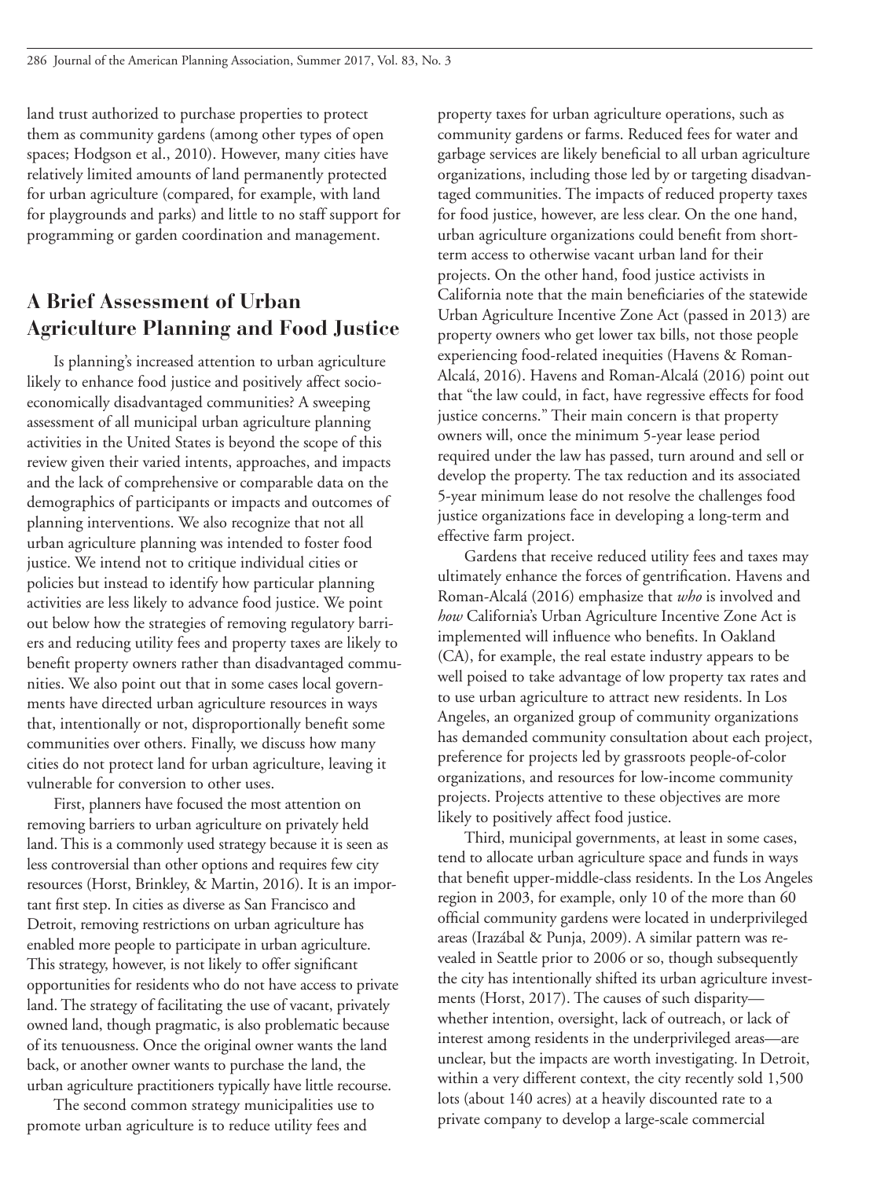land trust authorized to purchase properties to protect them as community gardens (among other types of open spaces; Hodgson et al., 2010). However, many cities have relatively limited amounts of land permanently protected for urban agriculture (compared, for example, with land for playgrounds and parks) and little to no staff support for programming or garden coordination and management.

## A Brief Assessment of Urban Agriculture Planning and Food Justice

Is planning's increased attention to urban agriculture likely to enhance food justice and positively affect socioeconomically disadvantaged communities? A sweeping assessment of all municipal urban agriculture planning activities in the United States is beyond the scope of this review given their varied intents, approaches, and impacts and the lack of comprehensive or comparable data on the demographics of participants or impacts and outcomes of planning interventions. We also recognize that not all urban agriculture planning was intended to foster food justice. We intend not to critique individual cities or policies but instead to identify how particular planning activities are less likely to advance food justice. We point out below how the strategies of removing regulatory barriers and reducing utility fees and property taxes are likely to benefit property owners rather than disadvantaged communities. We also point out that in some cases local governments have directed urban agriculture resources in ways that, intentionally or not, disproportionally benefit some communities over others. Finally, we discuss how many cities do not protect land for urban agriculture, leaving it vulnerable for conversion to other uses.

First, planners have focused the most attention on removing barriers to urban agriculture on privately held land. This is a commonly used strategy because it is seen as less controversial than other options and requires few city resources (Horst, Brinkley, & Martin, 2016). It is an important first step. In cities as diverse as San Francisco and Detroit, removing restrictions on urban agriculture has enabled more people to participate in urban agriculture. This strategy, however, is not likely to offer significant opportunities for residents who do not have access to private land. The strategy of facilitating the use of vacant, privately owned land, though pragmatic, is also problematic because of its tenuousness. Once the original owner wants the land back, or another owner wants to purchase the land, the urban agriculture practitioners typically have little recourse.

The second common strategy municipalities use to promote urban agriculture is to reduce utility fees and property taxes for urban agriculture operations, such as community gardens or farms. Reduced fees for water and garbage services are likely beneficial to all urban agriculture organizations, including those led by or targeting disadvantaged communities. The impacts of reduced property taxes for food justice, however, are less clear. On the one hand, urban agriculture organizations could benefit from short-term access to otherwise vacant urban land for their projects. On the other hand, food justice activists in California note that the main beneficiaries of the statewide Urban Agriculture Incentive Zone Act (passed in 2013) are property owners who get lower tax bills, not those people experiencing food-related inequities (Havens & Roman-Alcalá, 2016). Havens and Roman-Alcalá (2016) point out that "the law could, in fact, have regressive effects for food justice concerns." Their main concern is that property owners will, once the minimum 5-year lease period required under the law has passed, turn around and sell or develop the property. The tax reduction and its associated 5-year minimum lease do not resolve the challenges food justice organizations face in developing a long-term and effective farm project.

Gardens that receive reduced utility fees and taxes may ultimately enhance the forces of gentrification. Havens and Roman-Alcalá (2016) emphasize that *who* is involved and *how* California's Urban Agriculture Incentive Zone Act is implemented will influence who benefits. In Oakland (CA), for example, the real estate industry appears to be well poised to take advantage of low property tax rates and to use urban agriculture to attract new residents. In Los Angeles, an organized group of community organizations has demanded community consultation about each project, preference for projects led by grassroots people-of-color organizations, and resources for low-income community projects. Projects attentive to these objectives are more likely to positively affect food justice.

Third, municipal governments, at least in some cases, tend to allocate urban agriculture space and funds in ways that benefit upper-middle-class residents. In the Los Angeles region in 2003, for example, only 10 of the more than 60 official community gardens were located in underprivileged areas (Irazábal & Punja, 2009). A similar pattern was revealed in Seattle prior to 2006 or so, though subsequently the city has intentionally shifted its urban agriculture investments (Horst, 2017). The causes of such disparity—whether intention, oversight, lack of outreach, or lack of interest among residents in the underprivileged areas—are unclear, but the impacts are worth investigating. In Detroit, within a very different context, the city recently sold 1,500 lots (about 140 acres) at a heavily discounted rate to a private company to develop a large-scale commercial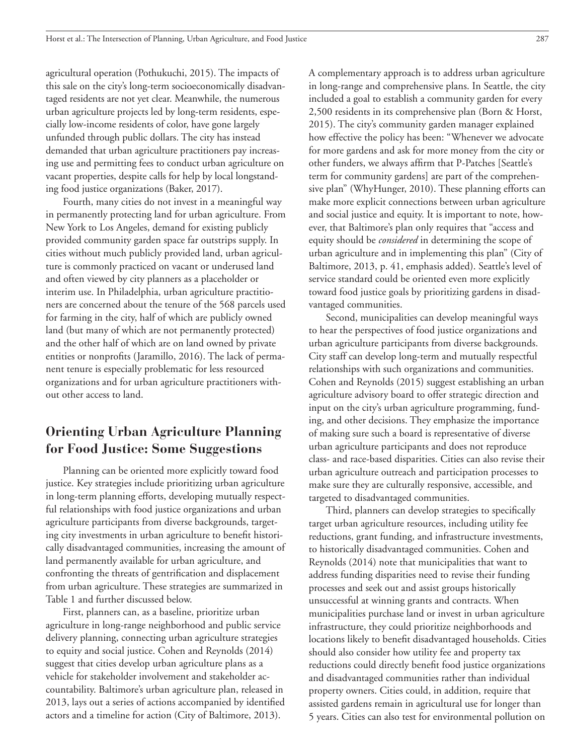agricultural operation (Pothukuchi, 2015). The impacts of this sale on the city's long-term socioeconomically disadvantaged residents are not yet clear. Meanwhile, the numerous urban agriculture projects led by long-term residents, especially low-income residents of color, have gone largely unfunded through public dollars. The city has instead demanded that urban agriculture practitioners pay increasing use and permitting fees to conduct urban agriculture on vacant properties, despite calls for help by local longstanding food justice organizations (Baker, 2017).

Fourth, many cities do not invest in a meaningful way in permanently protecting land for urban agriculture. From New York to Los Angeles, demand for existing publicly provided community garden space far outstrips supply. In cities without much publicly provided land, urban agriculture is commonly practiced on vacant or underused land and often viewed by city planners as a placeholder or interim use. In Philadelphia, urban agriculture practitioners are concerned about the tenure of the 568 parcels used for farming in the city, half of which are publicly owned land (but many of which are not permanently protected) and the other half of which are on land owned by private entities or nonprofits (Jaramillo, 2016). The lack of permanent tenure is especially problematic for less resourced organizations and for urban agriculture practitioners without other access to land.

## Orienting Urban Agriculture Planning for Food Justice: Some Suggestions

Planning can be oriented more explicitly toward food justice. Key strategies include prioritizing urban agriculture in long-term planning efforts, developing mutually respectful relationships with food justice organizations and urban agriculture participants from diverse backgrounds, targeting city investments in urban agriculture to benefit historically disadvantaged communities, increasing the amount of land permanently available for urban agriculture, and confronting the threats of gentrification and displacement from urban agriculture. These strategies are summarized in Table 1 and further discussed below.

First, planners can, as a baseline, prioritize urban agriculture in long-range neighborhood and public service delivery planning, connecting urban agriculture strategies to equity and social justice. Cohen and Reynolds (2014) suggest that cities develop urban agriculture plans as a vehicle for stakeholder involvement and stakeholder accountability. Baltimore's urban agriculture plan, released in 2013, lays out a series of actions accompanied by identified actors and a timeline for action (City of Baltimore, 2013). A complementary approach is to address urban agriculture in long-range and comprehensive plans. In Seattle, the city included a goal to establish a community garden for every 2,500 residents in its comprehensive plan (Born & Horst, 2015). The city's community garden manager explained how effective the policy has been: "Whenever we advocate for more gardens and ask for more money from the city or other funders, we always affirm that P-Patches [Seattle's term for community gardens] are part of the comprehensive plan" (WhyHunger, 2010). These planning efforts can make more explicit connections between urban agriculture and social justice and equity. It is important to note, however, that Baltimore's plan only requires that "access and equity should be *considered* in determining the scope of urban agriculture and in implementing this plan" (City of Baltimore, 2013, p. 41, emphasis added). Seattle's level of service standard could be oriented even more explicitly toward food justice goals by prioritizing gardens in disadvantaged communities.

Second, municipalities can develop meaningful ways to hear the perspectives of food justice organizations and urban agriculture participants from diverse backgrounds. City staff can develop long-term and mutually respectful relationships with such organizations and communities. Cohen and Reynolds (2015) suggest establishing an urban agriculture advisory board to offer strategic direction and input on the city's urban agriculture programming, funding, and other decisions. They emphasize the importance of making sure such a board is representative of diverse urban agriculture participants and does not reproduce class- and race-based disparities. Cities can also revise their urban agriculture outreach and participation processes to make sure they are culturally responsive, accessible, and targeted to disadvantaged communities.

Third, planners can develop strategies to specifically target urban agriculture resources, including utility fee reductions, grant funding, and infrastructure investments, to historically disadvantaged communities. Cohen and Reynolds (2014) note that municipalities that want to address funding disparities need to revise their funding processes and seek out and assist groups historically unsuccessful at winning grants and contracts. When municipalities purchase land or invest in urban agriculture infrastructure, they could prioritize neighborhoods and locations likely to benefit disadvantaged households. Cities should also consider how utility fee and property tax reductions could directly benefit food justice organizations and disadvantaged communities rather than individual property owners. Cities could, in addition, require that assisted gardens remain in agricultural use for longer than 5 years. Cities can also test for environmental pollution on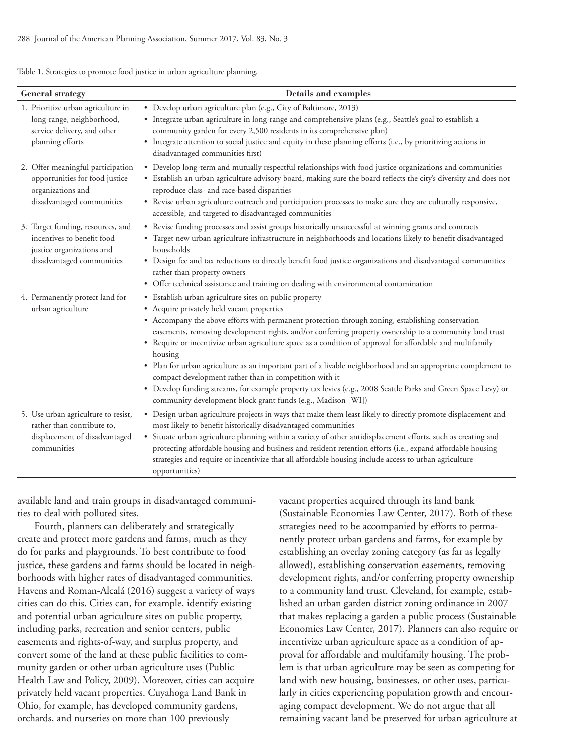Table 1. Strategies to promote food justice in urban agriculture planning.

| General strategy | Details and examples |
|---|---|
| 1. Prioritize urban agriculture in long-range, neighborhood, service delivery, and other planning efforts | • Develop urban agriculture plan (e.g., City of Baltimore, 2013)<br>• Integrate urban agriculture in long-range and comprehensive plans (e.g., Seattle's goal to establish a community garden for every 2,500 residents in its comprehensive plan)<br>• Integrate attention to social justice and equity in these planning efforts (i.e., by prioritizing actions in disadvantaged communities first) |
| 2. Offer meaningful participation opportunities for food justice organizations and disadvantaged communities | • Develop long-term and mutually respectful relationships with food justice organizations and communities<br>• Establish an urban agriculture advisory board, making sure the board reflects the city's diversity and does not reproduce class- and race-based disparities<br>• Revise urban agriculture outreach and participation processes to make sure they are culturally responsive, accessible, and targeted to disadvantaged communities |
| 3. Target funding, resources, and incentives to benefit food justice organizations and disadvantaged communities | • Revise funding processes and assist groups historically unsuccessful at winning grants and contracts<br>• Target new urban agriculture infrastructure in neighborhoods and locations likely to benefit disadvantaged households<br>• Design fee and tax reductions to directly benefit food justice organizations and disadvantaged communities rather than property owners<br>• Offer technical assistance and training on dealing with environmental contamination |
| 4. Permanently protect land for urban agriculture | • Establish urban agriculture sites on public property<br>• Acquire privately held vacant properties<br>• Accompany the above efforts with permanent protection through zoning, establishing conservation easements, removing development rights, and/or conferring property ownership to a community land trust<br>• Require or incentivize urban agriculture space as a condition of approval for affordable and multifamily housing<br>• Plan for urban agriculture as an important part of a livable neighborhood and an appropriate complement to compact development rather than in competition with it<br>• Develop funding streams, for example property tax levies (e.g., 2008 Seattle Parks and Green Space Levy) or community development block grant funds (e.g., Madison [WI]) |
| 5. Use urban agriculture to resist, rather than contribute to, displacement of disadvantaged communities | • Design urban agriculture projects in ways that make them least likely to directly promote displacement and most likely to benefit historically disadvantaged communities<br>• Situate urban agriculture planning within a variety of other antidisplacement efforts, such as creating and protecting affordable housing and business and resident retention efforts (i.e., expand affordable housing strategies and require or incentivize that all affordable housing include access to urban agriculture opportunities) |

available land and train groups in disadvantaged communities to deal with polluted sites.

Fourth, planners can deliberately and strategically create and protect more gardens and farms, much as they do for parks and playgrounds. To best contribute to food justice, these gardens and farms should be located in neighborhoods with higher rates of disadvantaged communities. Havens and Roman-Alcalá (2016) suggest a variety of ways cities can do this. Cities can, for example, identify existing and potential urban agriculture sites on public property, including parks, recreation and senior centers, public easements and rights-of-way, and surplus property, and convert some of the land at these public facilities to community garden or other urban agriculture uses (Public Health Law and Policy, 2009). Moreover, cities can acquire privately held vacant properties. Cuyahoga Land Bank in Ohio, for example, has developed community gardens, orchards, and nurseries on more than 100 previously vacant properties acquired through its land bank (Sustainable Economies Law Center, 2017). Both of these strategies need to be accompanied by efforts to permanently protect urban gardens and farms, for example by establishing an overlay zoning category (as far as legally allowed), establishing conservation easements, removing development rights, and/or conferring property ownership to a community land trust. Cleveland, for example, established an urban garden district zoning ordinance in 2007 that makes replacing a garden a public process (Sustainable Economies Law Center, 2017). Planners can also require or incentivize urban agriculture space as a condition of approval for affordable and multifamily housing. The problem is that urban agriculture may be seen as competing for land with new housing, businesses, or other uses, particularly in cities experiencing population growth and encouraging compact development. We do not argue that all remaining vacant land be preserved for urban agriculture at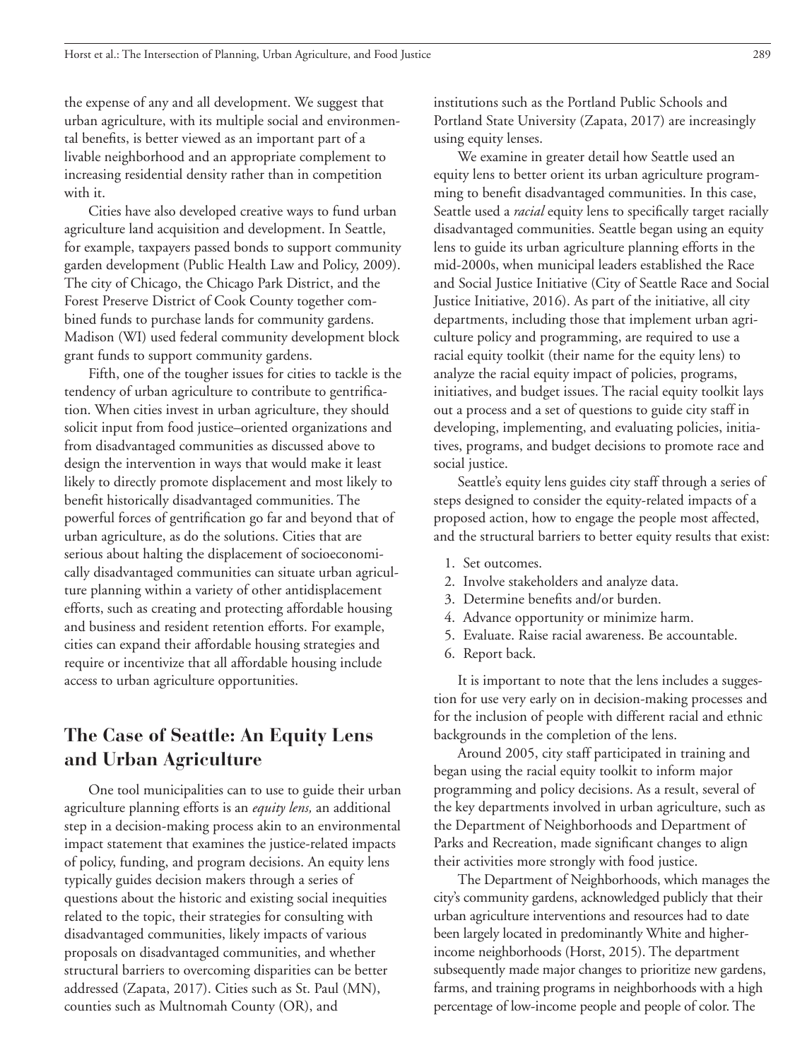the expense of any and all development. We suggest that urban agriculture, with its multiple social and environmental benefits, is better viewed as an important part of a livable neighborhood and an appropriate complement to increasing residential density rather than in competition with it.

Cities have also developed creative ways to fund urban agriculture land acquisition and development. In Seattle, for example, taxpayers passed bonds to support community garden development (Public Health Law and Policy, 2009). The city of Chicago, the Chicago Park District, and the Forest Preserve District of Cook County together combined funds to purchase lands for community gardens. Madison (WI) used federal community development block grant funds to support community gardens.

Fifth, one of the tougher issues for cities to tackle is the tendency of urban agriculture to contribute to gentrification. When cities invest in urban agriculture, they should solicit input from food justice–oriented organizations and from disadvantaged communities as discussed above to design the intervention in ways that would make it least likely to directly promote displacement and most likely to benefit historically disadvantaged communities. The powerful forces of gentrification go far and beyond that of urban agriculture, as do the solutions. Cities that are serious about halting the displacement of socioeconomically disadvantaged communities can situate urban agriculture planning within a variety of other antidisplacement efforts, such as creating and protecting affordable housing and business and resident retention efforts. For example, cities can expand their affordable housing strategies and require or incentivize that all affordable housing include access to urban agriculture opportunities.

## The Case of Seattle: An Equity Lens and Urban Agriculture

One tool municipalities can to use to guide their urban agriculture planning efforts is an *equity lens,* an additional step in a decision-making process akin to an environmental impact statement that examines the justice-related impacts of policy, funding, and program decisions. An equity lens typically guides decision makers through a series of questions about the historic and existing social inequities related to the topic, their strategies for consulting with disadvantaged communities, likely impacts of various proposals on disadvantaged communities, and whether structural barriers to overcoming disparities can be better addressed (Zapata, 2017). Cities such as St. Paul (MN), counties such as Multnomah County (OR), and institutions such as the Portland Public Schools and Portland State University (Zapata, 2017) are increasingly using equity lenses.

We examine in greater detail how Seattle used an equity lens to better orient its urban agriculture programming to benefit disadvantaged communities. In this case, Seattle used a *racial* equity lens to specifically target racially disadvantaged communities. Seattle began using an equity lens to guide its urban agriculture planning efforts in the mid-2000s, when municipal leaders established the Race and Social Justice Initiative (City of Seattle Race and Social Justice Initiative, 2016). As part of the initiative, all city departments, including those that implement urban agriculture policy and programming, are required to use a racial equity toolkit (their name for the equity lens) to analyze the racial equity impact of policies, programs, initiatives, and budget issues. The racial equity toolkit lays out a process and a set of questions to guide city staff in developing, implementing, and evaluating policies, initiatives, programs, and budget decisions to promote race and social justice.

Seattle's equity lens guides city staff through a series of steps designed to consider the equity-related impacts of a proposed action, how to engage the people most affected, and the structural barriers to better equity results that exist:

1. Set outcomes.
2. Involve stakeholders and analyze data.
3. Determine benefits and/or burden.
4. Advance opportunity or minimize harm.
5. Evaluate. Raise racial awareness. Be accountable.
6. Report back.

It is important to note that the lens includes a suggestion for use very early on in decision-making processes and for the inclusion of people with different racial and ethnic backgrounds in the completion of the lens.

Around 2005, city staff participated in training and began using the racial equity toolkit to inform major programming and policy decisions. As a result, several of the key departments involved in urban agriculture, such as the Department of Neighborhoods and Department of Parks and Recreation, made significant changes to align their activities more strongly with food justice.

The Department of Neighborhoods, which manages the city's community gardens, acknowledged publicly that their urban agriculture interventions and resources had to date been largely located in predominantly White and higher-income neighborhoods (Horst, 2015). The department subsequently made major changes to prioritize new gardens, farms, and training programs in neighborhoods with a high percentage of low-income people and people of color. The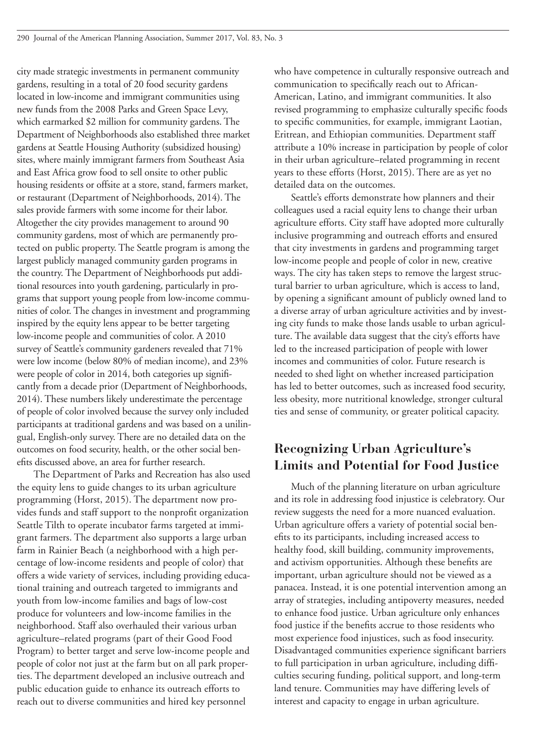city made strategic investments in permanent community gardens, resulting in a total of 20 food security gardens located in low-income and immigrant communities using new funds from the 2008 Parks and Green Space Levy, which earmarked $2 million for community gardens. The Department of Neighborhoods also established three market gardens at Seattle Housing Authority (subsidized housing) sites, where mainly immigrant farmers from Southeast Asia and East Africa grow food to sell onsite to other public housing residents or offsite at a store, stand, farmers market, or restaurant (Department of Neighborhoods, 2014). The sales provide farmers with some income for their labor. Altogether the city provides management to around 90 community gardens, most of which are permanently protected on public property. The Seattle program is among the largest publicly managed community garden programs in the country. The Department of Neighborhoods put additional resources into youth gardening, particularly in programs that support young people from low-income communities of color. The changes in investment and programming inspired by the equity lens appear to be better targeting low-income people and communities of color. A 2010 survey of Seattle's community gardeners revealed that 71% were low income (below 80% of median income), and 23% were people of color in 2014, both categories up significantly from a decade prior (Department of Neighborhoods, 2014). These numbers likely underestimate the percentage of people of color involved because the survey only included participants at traditional gardens and was based on a unilingual, English-only survey. There are no detailed data on the outcomes on food security, health, or the other social benefits discussed above, an area for further research.

The Department of Parks and Recreation has also used the equity lens to guide changes to its urban agriculture programming (Horst, 2015). The department now provides funds and staff support to the nonprofit organization Seattle Tilth to operate incubator farms targeted at immigrant farmers. The department also supports a large urban farm in Rainier Beach (a neighborhood with a high percentage of low-income residents and people of color) that offers a wide variety of services, including providing educational training and outreach targeted to immigrants and youth from low-income families and bags of low-cost produce for volunteers and low-income families in the neighborhood. Staff also overhauled their various urban agriculture–related programs (part of their Good Food Program) to better target and serve low-income people and people of color not just at the farm but on all park properties. The department developed an inclusive outreach and public education guide to enhance its outreach efforts to reach out to diverse communities and hired key personnel who have competence in culturally responsive outreach and communication to specifically reach out to African-American, Latino, and immigrant communities. It also revised programming to emphasize culturally specific foods to specific communities, for example, immigrant Laotian, Eritrean, and Ethiopian communities. Department staff attribute a 10% increase in participation by people of color in their urban agriculture–related programming in recent years to these efforts (Horst, 2015). There are as yet no detailed data on the outcomes.

Seattle's efforts demonstrate how planners and their colleagues used a racial equity lens to change their urban agriculture efforts. City staff have adopted more culturally inclusive programming and outreach efforts and ensured that city investments in gardens and programming target low-income people and people of color in new, creative ways. The city has taken steps to remove the largest structural barrier to urban agriculture, which is access to land, by opening a significant amount of publicly owned land to a diverse array of urban agriculture activities and by investing city funds to make those lands usable to urban agriculture. The available data suggest that the city's efforts have led to the increased participation of people with lower incomes and communities of color. Future research is needed to shed light on whether increased participation has led to better outcomes, such as increased food security, less obesity, more nutritional knowledge, stronger cultural ties and sense of community, or greater political capacity.

## Recognizing Urban Agriculture's Limits and Potential for Food Justice

Much of the planning literature on urban agriculture and its role in addressing food injustice is celebratory. Our review suggests the need for a more nuanced evaluation. Urban agriculture offers a variety of potential social benefits to its participants, including increased access to healthy food, skill building, community improvements, and activism opportunities. Although these benefits are important, urban agriculture should not be viewed as a panacea. Instead, it is one potential intervention among an array of strategies, including antipoverty measures, needed to enhance food justice. Urban agriculture only enhances food justice if the benefits accrue to those residents who most experience food injustices, such as food insecurity. Disadvantaged communities experience significant barriers to full participation in urban agriculture, including difficulties securing funding, political support, and long-term land tenure. Communities may have differing levels of interest and capacity to engage in urban agriculture.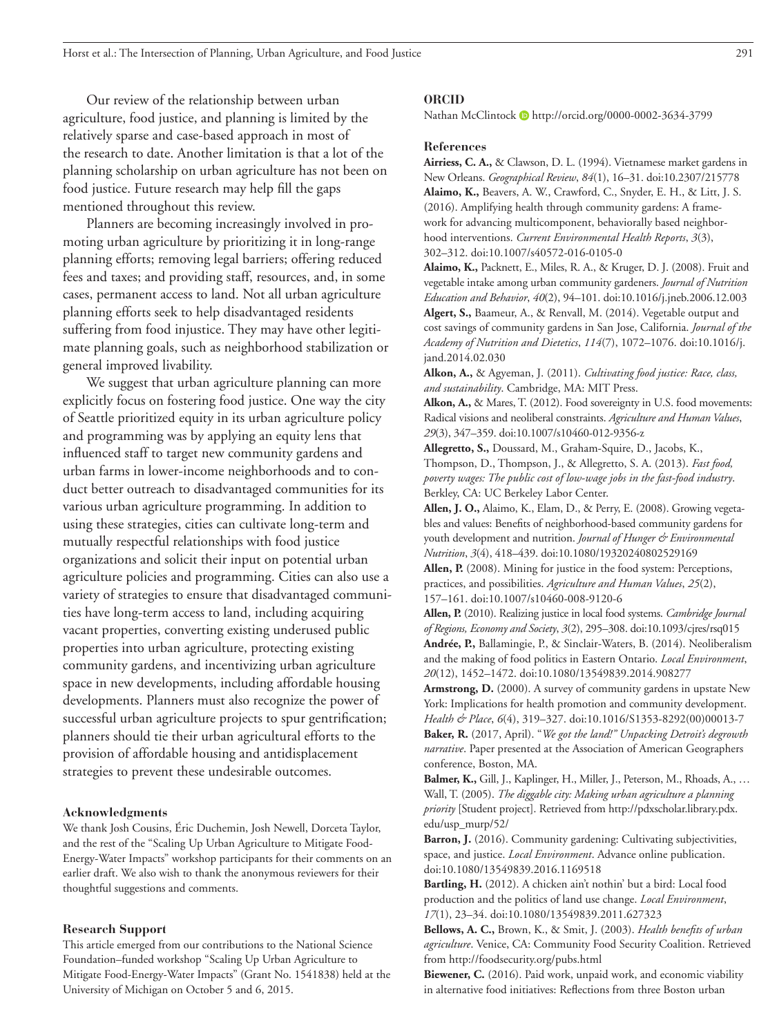Our review of the relationship between urban agriculture, food justice, and planning is limited by the relatively sparse and case-based approach in most of the research to date. Another limitation is that a lot of the planning scholarship on urban agriculture has not been on food justice. Future research may help fill the gaps mentioned throughout this review.

Planners are becoming increasingly involved in promoting urban agriculture by prioritizing it in long-range planning efforts; removing legal barriers; offering reduced fees and taxes; and providing staff, resources, and, in some cases, permanent access to land. Not all urban agriculture planning efforts seek to help disadvantaged residents suffering from food injustice. They may have other legitimate planning goals, such as neighborhood stabilization or general improved livability.

We suggest that urban agriculture planning can more explicitly focus on fostering food justice. One way the city of Seattle prioritized equity in its urban agriculture policy and programming was by applying an equity lens that influenced staff to target new community gardens and urban farms in lower-income neighborhoods and to conduct better outreach to disadvantaged communities for its various urban agriculture programming. In addition to using these strategies, cities can cultivate long-term and mutually respectful relationships with food justice organizations and solicit their input on potential urban agriculture policies and programming. Cities can also use a variety of strategies to ensure that disadvantaged communities have long-term access to land, including acquiring vacant properties, converting existing underused public properties into urban agriculture, protecting existing community gardens, and incentivizing urban agriculture space in new developments, including affordable housing developments. Planners must also recognize the power of successful urban agriculture projects to spur gentrification; planners should tie their urban agricultural efforts to the provision of affordable housing and antidisplacement strategies to prevent these undesirable outcomes.

## Acknowledgments

We thank Josh Cousins, Éric Duchemin, Josh Newell, Dorceta Taylor, and the rest of the "Scaling Up Urban Agriculture to Mitigate Food-Energy-Water Impacts" workshop participants for their comments on an earlier draft. We also wish to thank the anonymous reviewers for their thoughtful suggestions and comments.

## Research Support

This article emerged from our contributions to the National Science Foundation–funded workshop "Scaling Up Urban Agriculture to Mitigate Food-Energy-Water Impacts" (Grant No. 1541838) held at the University of Michigan on October 5 and 6, 2015.

## ORCID

Nathan McClintock http://orcid.org/0000-0002-3634-3799

## References

**Airriess, C. A.,** & Clawson, D. L. (1994). Vietnamese market gardens in New Orleans. *Geographical Review*, *84*(1), 16–31. doi:10.2307/215778

**Alaimo, K.,** Beavers, A. W., Crawford, C., Snyder, E. H., & Litt, J. S. (2016). Amplifying health through community gardens: A framework for advancing multicomponent, behaviorally based neighborhood interventions. *Current Environmental Health Reports*, *3*(3), 302–312. doi:10.1007/s40572-016-0105-0

**Alaimo, K.,** Packnett, E., Miles, R. A., & Kruger, D. J. (2008). Fruit and vegetable intake among urban community gardeners. *Journal of Nutrition Education and Behavior*, *40*(2), 94–101. doi:10.1016/j.jneb.2006.12.003

**Algert, S.,** Baameur, A., & Renvall, M. (2014). Vegetable output and cost savings of community gardens in San Jose, California. *Journal of the Academy of Nutrition and Dietetics*, *114*(7), 1072–1076. doi:10.1016/j.jand.2014.02.030

**Alkon, A.,** & Agyeman, J. (2011). *Cultivating food justice: Race, class, and sustainability*. Cambridge, MA: MIT Press.

**Alkon, A.,** & Mares, T. (2012). Food sovereignty in U.S. food movements: Radical visions and neoliberal constraints. *Agriculture and Human Values*, *29*(3), 347–359. doi:10.1007/s10460-012-9356-z

**Allegretto, S.,** Doussard, M., Graham-Squire, D., Jacobs, K., Thompson, D., Thompson, J., & Allegretto, S. A. (2013). *Fast food, poverty wages: The public cost of low-wage jobs in the fast-food industry*. Berkley, CA: UC Berkeley Labor Center.

**Allen, J. O.,** Alaimo, K., Elam, D., & Perry, E. (2008). Growing vegetables and values: Benefits of neighborhood-based community gardens for youth development and nutrition. *Journal of Hunger & Environmental Nutrition*, *3*(4), 418–439. doi:10.1080/19320240802529169

**Allen, P.** (2008). Mining for justice in the food system: Perceptions, practices, and possibilities. *Agriculture and Human Values*, *25*(2), 157–161. doi:10.1007/s10460-008-9120-6

**Allen, P.** (2010). Realizing justice in local food systems. *Cambridge Journal of Regions, Economy and Society*, *3*(2), 295–308. doi:10.1093/cjres/rsq015

**Andrée, P.,** Ballamingie, P., & Sinclair-Waters, B. (2014). Neoliberalism and the making of food politics in Eastern Ontario. *Local Environment*, *20*(12), 1452–1472. doi:10.1080/13549839.2014.908277

**Armstrong, D.** (2000). A survey of community gardens in upstate New York: Implications for health promotion and community development. *Health & Place*, *6*(4), 319–327. doi:10.1016/S1353-8292(00)00013-7

**Baker, R.** (2017, April). "*We got the land!" Unpacking Detroit's degrowth narrative*. Paper presented at the Association of American Geographers conference, Boston, MA.

**Balmer, K.,** Gill, J., Kaplinger, H., Miller, J., Peterson, M., Rhoads, A., … Wall, T. (2005). *The diggable city: Making urban agriculture a planning priority* [Student project]. Retrieved from http://pdxscholar.library.pdx.edu/usp_murp/52/

**Barron, J.** (2016). Community gardening: Cultivating subjectivities, space, and justice. *Local Environment*. Advance online publication. doi:10.1080/13549839.2016.1169518

**Bartling, H.** (2012). A chicken ain't nothin' but a bird: Local food production and the politics of land use change. *Local Environment*, *17*(1), 23–34. doi:10.1080/13549839.2011.627323

**Bellows, A. C.,** Brown, K., & Smit, J. (2003). *Health benefits of urban agriculture*. Venice, CA: Community Food Security Coalition. Retrieved from http://foodsecurity.org/pubs.html

**Biewener, C.** (2016). Paid work, unpaid work, and economic viability in alternative food initiatives: Reflections from three Boston urban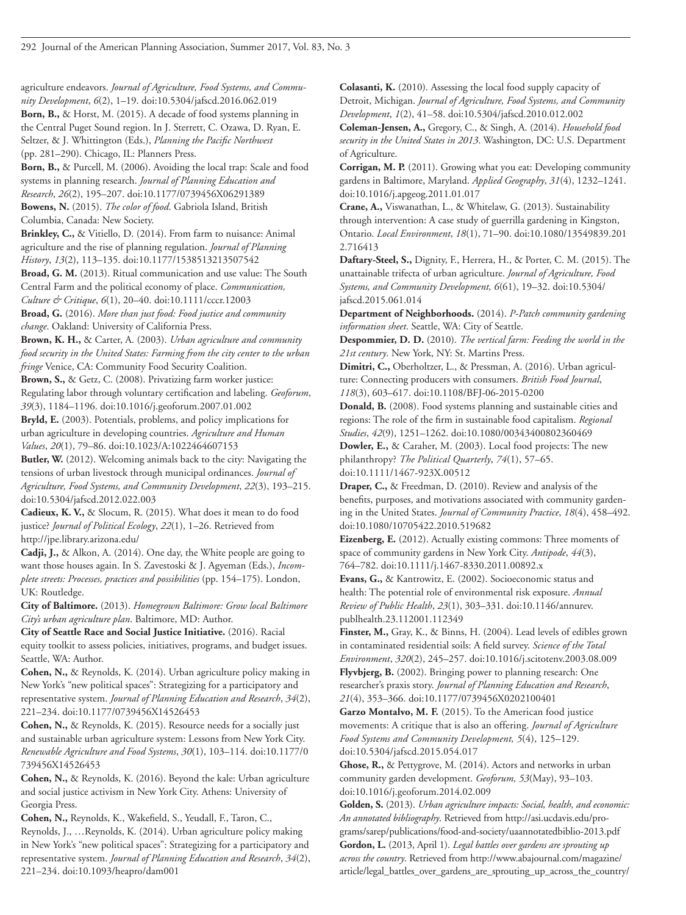agriculture endeavors. *Journal of Agriculture, Food Systems, and Community Development*, *6*(2), 1–19. doi:10.5304/jafscd.2016.062.019

**Born, B.,** & Horst, M. (2015). A decade of food systems planning in the Central Puget Sound region. In J. Sterrett, C. Ozawa, D. Ryan, E. Seltzer, & J. Whittington (Eds.), *Planning the Pacific Northwest* (pp. 281–290). Chicago, IL: Planners Press.

**Born, B.,** & Purcell, M. (2006). Avoiding the local trap: Scale and food systems in planning research. *Journal of Planning Education and Research*, *26*(2), 195–207. doi:10.1177/0739456X06291389

**Bowens, N.** (2015). *The color of food*. Gabriola Island, British Columbia, Canada: New Society.

**Brinkley, C.,** & Vitiello, D. (2014). From farm to nuisance: Animal agriculture and the rise of planning regulation. *Journal of Planning History*, *13*(2), 113–135. doi:10.1177/1538513213507542

**Broad, G. M.** (2013). Ritual communication and use value: The South Central Farm and the political economy of place. *Communication, Culture & Critique*, *6*(1), 20–40. doi:10.1111/cccr.12003

**Broad, G.** (2016). *More than just food: Food justice and community change*. Oakland: University of California Press.

**Brown, K. H.,** & Carter, A. (2003). *Urban agriculture and community food security in the United States: Farming from the city center to the urban fringe* Venice, CA: Community Food Security Coalition.

**Brown, S.,** & Getz, C. (2008). Privatizing farm worker justice: Regulating labor through voluntary certification and labeling. *Geoforum*, *39*(3), 1184–1196. doi:10.1016/j.geoforum.2007.01.002

**Bryld, E.** (2003). Potentials, problems, and policy implications for urban agriculture in developing countries. *Agriculture and Human Values*, *20*(1), 79–86. doi:10.1023/A:1022464607153

**Butler, W.** (2012). Welcoming animals back to the city: Navigating the tensions of urban livestock through municipal ordinances. *Journal of Agriculture, Food Systems, and Community Development*, *22*(3), 193–215. doi:10.5304/jafscd.2012.022.003

**Cadieux, K. V.,** & Slocum, R. (2015). What does it mean to do food justice? *Journal of Political Ecology*, *22*(1), 1–26. Retrieved from http://jpe.library.arizona.edu/

**Cadji, J.,** & Alkon, A. (2014). One day, the White people are going to want those houses again. In S. Zavestoski & J. Agyeman (Eds.), *Incomplete streets: Processes, practices and possibilities* (pp. 154–175). London, UK: Routledge.

**City of Baltimore.** (2013). *Homegrown Baltimore: Grow local Baltimore City's urban agriculture plan*. Baltimore, MD: Author.

**City of Seattle Race and Social Justice Initiative.** (2016). Racial equity toolkit to assess policies, initiatives, programs, and budget issues. Seattle, WA: Author.

**Cohen, N.,** & Reynolds, K. (2014). Urban agriculture policy making in New York's "new political spaces": Strategizing for a participatory and representative system. *Journal of Planning Education and Research*, *34*(2), 221–234. doi:10.1177/0739456X14526453

**Cohen, N.,** & Reynolds, K. (2015). Resource needs for a socially just and sustainable urban agriculture system: Lessons from New York City. *Renewable Agriculture and Food Systems*, *30*(1), 103–114. doi:10.1177/0739456X14526453

**Cohen, N.,** & Reynolds, K. (2016). Beyond the kale: Urban agriculture and social justice activism in New York City. Athens: University of Georgia Press.

**Cohen, N.,** Reynolds, K., Wakefield, S., Yeudall, F., Taron, C., Reynolds, J., …Reynolds, K. (2014). Urban agriculture policy making in New York's "new political spaces": Strategizing for a participatory and representative system. *Journal of Planning Education and Research*, *34*(2), 221–234. doi:10.1093/heapro/dam001

**Colasanti, K.** (2010). Assessing the local food supply capacity of Detroit, Michigan. *Journal of Agriculture, Food Systems, and Community Development*, *1*(2), 41–58. doi:10.5304/jafscd.2010.012.002

**Coleman-Jensen, A.,** Gregory, C., & Singh, A. (2014). *Household food security in the United States in 2013*. Washington, DC: U.S. Department of Agriculture.

**Corrigan, M. P.** (2011). Growing what you eat: Developing community gardens in Baltimore, Maryland. *Applied Geography*, *31*(4), 1232–1241. doi:10.1016/j.apgeog.2011.01.017

**Crane, A.,** Viswanathan, L., & Whitelaw, G. (2013). Sustainability through intervention: A case study of guerrilla gardening in Kingston, Ontario. *Local Environment*, *18*(1), 71–90. doi:10.1080/13549839.2012.716413

**Daftary-Steel, S.,** Dignity, F., Herrera, H., & Porter, C. M. (2015). The unattainable trifecta of urban agriculture. *Journal of Agriculture, Food Systems, and Community Development, 6*(61), 19–32. doi:10.5304/jafscd.2015.061.014

**Department of Neighborhoods.** (2014). *P-Patch community gardening information sheet*. Seattle, WA: City of Seattle.

**Despommier, D. D.** (2010). *The vertical farm: Feeding the world in the 21st century*. New York, NY: St. Martins Press.

**Dimitri, C.,** Oberholtzer, L., & Pressman, A. (2016). Urban agriculture: Connecting producers with consumers. *British Food Journal*, *118*(3), 603–617. doi:10.1108/BFJ-06-2015-0200

**Donald, B.** (2008). Food systems planning and sustainable cities and regions: The role of the firm in sustainable food capitalism. *Regional Studies*, *42*(9), 1251–1262. doi:10.1080/00343400802360469

**Dowler, E.,** & Caraher, M. (2003). Local food projects: The new philanthropy? *The Political Quarterly*, *74*(1), 57–65. doi:10.1111/1467-923X.00512

**Draper, C.,** & Freedman, D. (2010). Review and analysis of the benefits, purposes, and motivations associated with community gardening in the United States. *Journal of Community Practice*, *18*(4), 458–492. doi:10.1080/10705422.2010.519682

**Eizenberg, E.** (2012). Actually existing commons: Three moments of space of community gardens in New York City. *Antipode*, *44*(3), 764–782. doi:10.1111/j.1467-8330.2011.00892.x

**Evans, G.,** & Kantrowitz, E. (2002). Socioeconomic status and health: The potential role of environmental risk exposure. *Annual Review of Public Health*, *23*(1), 303–331. doi:10.1146/annurev.publhealth.23.112001.112349

**Finster, M.,** Gray, K., & Binns, H. (2004). Lead levels of edibles grown in contaminated residential soils: A field survey. *Science of the Total Environment*, *320*(2), 245–257. doi:10.1016/j.scitotenv.2003.08.009

**Flyvbjerg, B.** (2002). Bringing power to planning research: One researcher's praxis story. *Journal of Planning Education and Research*, *21*(4), 353–366. doi:10.1177/0739456X0202100401

**Garzo Montalvo, M. F.** (2015). To the American food justice movements: A critique that is also an offering. *Journal of Agriculture Food Systems and Community Development, 5*(4), 125–129. doi:10.5304/jafscd.2015.054.017

**Ghose, R.,** & Pettygrove, M. (2014). Actors and networks in urban community garden development. *Geoforum, 53*(May), 93–103. doi:10.1016/j.geoforum.2014.02.009

**Golden, S.** (2013). *Urban agriculture impacts: Social, health, and economic: An annotated bibliography*. Retrieved from http://asi.ucdavis.edu/programs/sarep/publications/food-and-society/uaannotatedbiblio-2013.pdf

**Gordon, L.** (2013, April 1). *Legal battles over gardens are sprouting up across the country*. Retrieved from http://www.abajournal.com/magazine/article/legal_battles_over_gardens_are_sprouting_up_across_the_country/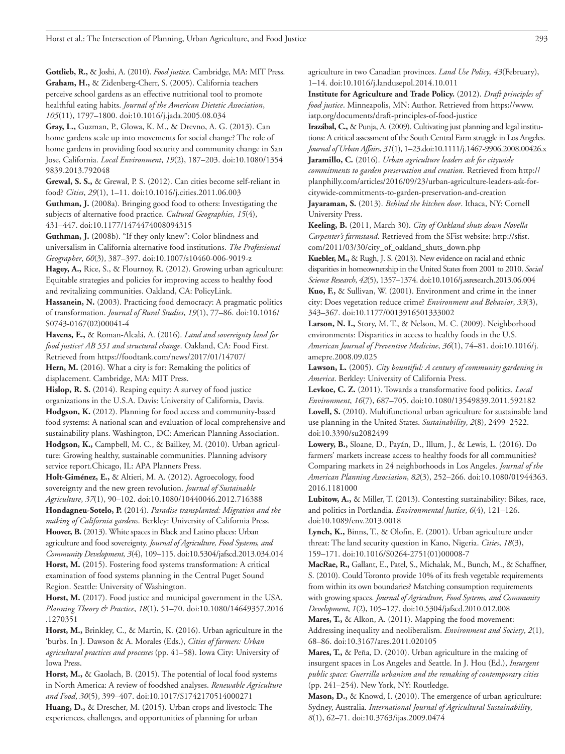**Gottlieb, R.,** & Joshi, A. (2010). *Food justice*. Cambridge, MA: MIT Press.

**Graham, H.,** & Zidenberg-Cherr, S. (2005). California teachers perceive school gardens as an effective nutritional tool to promote healthful eating habits. *Journal of the American Dietetic Association*, *105*(11), 1797–1800. doi:10.1016/j.jada.2005.08.034

**Gray, L.,** Guzman, P., Glowa, K. M., & Drevno, A. G. (2013). Can home gardens scale up into movements for social change? The role of home gardens in providing food security and community change in San Jose, California. *Local Environment*, *19*(2), 187–203. doi:10.1080/13549839.2013.792048

**Grewal, S. S.,** & Grewal, P. S. (2012). Can cities become self-reliant in food? *Cities*, *29*(1), 1–11. doi:10.1016/j.cities.2011.06.003

**Guthman, J.** (2008a). Bringing good food to others: Investigating the subjects of alternative food practice. *Cultural Geographies*, *15*(4), 431–447. doi:10.1177/1474474008094315

**Guthman, J.** (2008b). "If they only knew": Color blindness and universalism in California alternative food institutions. *The Professional Geographer*, *60*(3), 387–397. doi:10.1007/s10460-006-9019-z

**Hagey, A.,** Rice, S., & Flournoy, R. (2012). Growing urban agriculture: Equitable strategies and policies for improving access to healthy food and revitalizing communities. Oakland, CA: PolicyLink.

**Hassanein, N.** (2003). Practicing food democracy: A pragmatic politics of transformation. *Journal of Rural Studies*, *19*(1), 77–86. doi:10.1016/S0743-0167(02)00041-4

**Havens, E.,** & Roman-Alcalá, A. (2016). *Land and sovereignty land for food justice? AB 551 and structural change*. Oakland, CA: Food First. Retrieved from https://foodtank.com/news/2017/01/14707/

**Hern, M.** (2016). What a city is for: Remaking the politics of displacement. Cambridge, MA: MIT Press.

**Hislop, R. S.** (2014). Reaping equity: A survey of food justice organizations in the U.S.A. Davis: University of California, Davis.

**Hodgson, K.** (2012). Planning for food access and community-based food systems: A national scan and evaluation of local comprehensive and sustainability plans. Washington, DC: American Planning Association.

**Hodgson, K.,** Campbell, M. C., & Bailkey, M. (2010). Urban agriculture: Growing healthy, sustainable communities. Planning advisory service report.Chicago, IL: APA Planners Press.

**Holt-Giménez, E.,** & Altieri, M. A. (2012). Agroecology, food sovereignty and the new green revolution. *Journal of Sustainable Agriculture*, *37*(1), 90–102. doi:10.1080/10440046.2012.716388

**Hondagneu-Sotelo, P.** (2014). *Paradise transplanted: Migration and the making of California gardens*. Berkley: University of California Press.

**Hoover, B.** (2013). White spaces in Black and Latino places: Urban agriculture and food sovereignty. *Journal of Agriculture, Food Systems, and Community Development, 3*(4), 109–115. doi:10.5304/jafscd.2013.034.014

**Horst, M.** (2015). Fostering food systems transformation: A critical examination of food systems planning in the Central Puget Sound Region. Seattle: University of Washington.

**Horst, M.** (2017). Food justice and municipal government in the USA. *Planning Theory & Practice*, *18*(1), 51–70. doi:10.1080/14649357.2016.1270351

**Horst, M.,** Brinkley, C., & Martin, K. (2016). Urban agriculture in the 'burbs. In J. Dawson & A. Morales (Eds.), *Cities of farmers: Urban agricultural practices and processes* (pp. 41–58). Iowa City: University of Iowa Press.

**Horst, M.,** & Gaolach, B. (2015). The potential of local food systems in North America: A review of foodshed analyses. *Renewable Agriculture and Food*, *30*(5), 399–407. doi:10.1017/S1742170514000271

**Huang, D.,** & Drescher, M. (2015). Urban crops and livestock: The experiences, challenges, and opportunities of planning for urban agriculture in two Canadian provinces. *Land Use Policy, 43*(February), 1–14. doi:10.1016/j.landusepol.2014.10.011

**Institute for Agriculture and Trade Policy.** (2012). *Draft principles of food justice*. Minneapolis, MN: Author. Retrieved from https://www.iatp.org/documents/draft-principles-of-food-justice

**Irazábal, C.,** & Punja, A. (2009). Cultivating just planning and legal institutions: A critical assessment of the South Central Farm struggle in Los Angeles. *Journal of Urban Affairs*, *31*(1), 1–23.doi:10.1111/j.1467-9906.2008.00426.x

**Jaramillo, C.** (2016). *Urban agriculture leaders ask for citywide commitments to garden preservation and creation*. Retrieved from http://planphilly.com/articles/2016/09/23/urban-agriculture-leaders-ask-for-citywide-commitments-to-garden-preservation-and-creation

**Jayaraman, S.** (2013). *Behind the kitchen door*. Ithaca, NY: Cornell University Press.

**Keeling, B.** (2011, March 30). *City of Oakland shuts down Novella Carpenter's farmstand*. Retrieved from the SFist website: http://sfist.com/2011/03/30/city_of_oakland_shuts_down.php

**Kuebler, M.,** & Rugh, J. S. (2013). New evidence on racial and ethnic disparities in homeownership in the United States from 2001 to 2010. *Social Science Research*, *42*(5), 1357–1374. doi:10.1016/j.ssresearch.2013.06.004

**Kuo, F.,** & Sullivan, W. (2001). Environment and crime in the inner city: Does vegetation reduce crime? *Environment and Behavior*, *33*(3), 343–367. doi:10.1177/0013916501333002

**Larson, N. I.,** Story, M. T., & Nelson, M. C. (2009). Neighborhood environments: Disparities in access to healthy foods in the U.S. *American Journal of Preventive Medicine*, *36*(1), 74–81. doi:10.1016/j.amepre.2008.09.025

**Lawson, L.** (2005). *City bountiful: A century of community gardening in America*. Berkley: University of California Press.

**Levkoe, C. Z.** (2011). Towards a transformative food politics. *Local Environment*, *16*(7), 687–705. doi:10.1080/13549839.2011.592182

**Lovell, S.** (2010). Multifunctional urban agriculture for sustainable land use planning in the United States. *Sustainability*, *2*(8), 2499–2522. doi:10.3390/su2082499

**Lowery, B.,** Sloane, D., Payán, D., Illum, J., & Lewis, L. (2016). Do farmers' markets increase access to healthy foods for all communities? Comparing markets in 24 neighborhoods in Los Angeles. *Journal of the American Planning Association*, *82*(3), 252–266. doi:10.1080/01944363.2016.1181000

**Lubitow, A.,** & Miller, T. (2013). Contesting sustainability: Bikes, race, and politics in Portlandia. *Environmental Justice*, *6*(4), 121–126. doi:10.1089/env.2013.0018

**Lynch, K.,** Binns, T., & Olofin, E. (2001). Urban agriculture under threat: The land security question in Kano, Nigeria. *Cities*, *18*(3), 159–171. doi:10.1016/S0264-2751(01)00008-7

**MacRae, R.,** Gallant, E., Patel, S., Michalak, M., Bunch, M., & Schaffner, S. (2010). Could Toronto provide 10% of its fresh vegetable requirements from within its own boundaries? Matching consumption requirements with growing spaces. *Journal of Agriculture, Food Systems, and Community Development*, *1*(2), 105–127. doi:10.5304/jafscd.2010.012.008

**Mares, T.,** & Alkon, A. (2011). Mapping the food movement: Addressing inequality and neoliberalism. *Environment and Society*, *2*(1), 68–86. doi:10.3167/ares.2011.020105

**Mares, T.,** & Peña, D. (2010). Urban agriculture in the making of insurgent spaces in Los Angeles and Seattle. In J. Hou (Ed.), *Insurgent public space: Guerrilla urbanism and the remaking of contemporary cities* (pp. 241–254). New York, NY: Routledge.

**Mason, D.,** & Knowd, I. (2010). The emergence of urban agriculture: Sydney, Australia. *International Journal of Agricultural Sustainability*, *8*(1), 62–71. doi:10.3763/ijas.2009.0474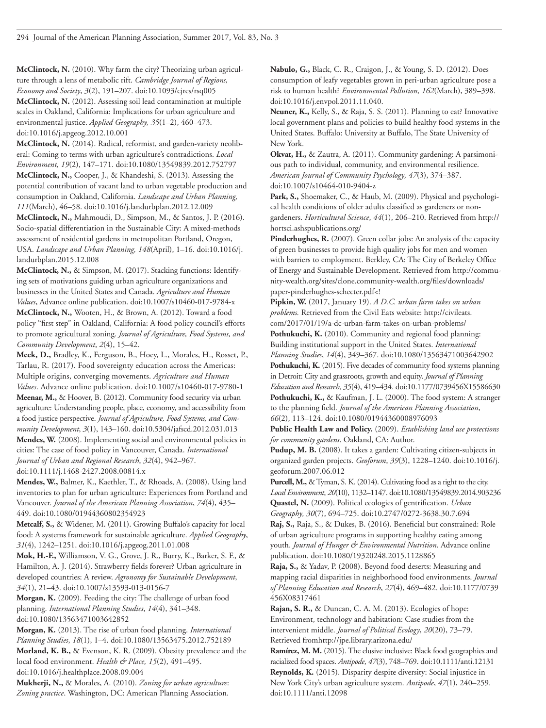**McClintock, N.** (2010). Why farm the city? Theorizing urban agriculture through a lens of metabolic rift. *Cambridge Journal of Regions, Economy and Society*, *3*(2), 191–207. doi:10.1093/cjres/rsq005

**McClintock, N.** (2012). Assessing soil lead contamination at multiple scales in Oakland, California: Implications for urban agriculture and environmental justice. *Applied Geography, 35*(1–2), 460–473. doi:10.1016/j.apgeog.2012.10.001

**McClintock, N.** (2014). Radical, reformist, and garden-variety neoliberal: Coming to terms with urban agriculture's contradictions. *Local Environment, 19*(2), 147–171. doi:10.1080/13549839.2012.752797

**McClintock, N.,** Cooper, J., & Khandeshi, S. (2013). Assessing the potential contribution of vacant land to urban vegetable production and consumption in Oakland, California. *Landscape and Urban Planning, 111*(March), 46–58. doi:10.1016/j.landurbplan.2012.12.009

**McClintock, N.,** Mahmoudi, D., Simpson, M., & Santos, J. P. (2016). Socio-spatial differentiation in the Sustainable City: A mixed-methods assessment of residential gardens in metropolitan Portland, Oregon, USA. *Landscape and Urban Planning, 148*(April), 1–16. doi:10.1016/j.landurbplan.2015.12.008

**McClintock, N.,** & Simpson, M. (2017). Stacking functions: Identifying sets of motivations guiding urban agriculture organizations and businesses in the United States and Canada. *Agriculture and Human Values*, Advance online publication. doi:10.1007/s10460-017-9784-x

**McClintock, N.,** Wooten, H., & Brown, A. (2012). Toward a food policy "first step" in Oakland, California: A food policy council's efforts to promote agricultural zoning. *Journal of Agriculture, Food Systems, and Community Development*, *2*(4), 15–42.

**Meek, D.,** Bradley, K., Ferguson, B., Hoey, L., Morales, H., Rosset, P., Tarlau, R. (2017). Food sovereignty education across the Americas: Multiple origins, converging movements. *Agriculture and Human Values*. Advance online publication. doi:10.1007/s10460-017-9780-1

**Meenar, M.,** & Hoover, B. (2012). Community food security via urban agriculture: Understanding people, place, economy, and accessibility from a food justice perspective. *Journal of Agriculture, Food Systems, and Community Development*, *3*(1), 143–160. doi:10.5304/jafscd.2012.031.013

**Mendes, W.** (2008). Implementing social and environmental policies in cities: The case of food policy in Vancouver, Canada. *International Journal of Urban and Regional Research*, *32*(4), 942–967. doi:10.1111/j.1468-2427.2008.00814.x

**Mendes, W.,** Balmer, K., Kaethler, T., & Rhoads, A. (2008). Using land inventories to plan for urban agriculture: Experiences from Portland and Vancouver. *Journal of the American Planning Association*, *74*(4), 435–449. doi:10.1080/01944360802354923

**Metcalf, S.,** & Widener, M. (2011). Growing Buffalo's capacity for local food: A systems framework for sustainable agriculture. *Applied Geography*, *31*(4), 1242–1251. doi:10.1016/j.apgeog.2011.01.008

**Mok, H.-F.,** Williamson, V. G., Grove, J. R., Burry, K., Barker, S. F., & Hamilton, A. J. (2014). Strawberry fields forever? Urban agriculture in developed countries: A review. *Agronomy for Sustainable Development*, *34*(1), 21–43. doi:10.1007/s13593-013-0156-7

**Morgan, K.** (2009). Feeding the city: The challenge of urban food planning. *International Planning Studies*, *14*(4), 341–348. doi:10.1080/13563471003642852

**Morgan, K.** (2013). The rise of urban food planning. *International Planning Studies*, *18*(1), 1–4. doi:10.1080/13563475.2012.752189

**Morland, K. B.,** & Evenson, K. R. (2009). Obesity prevalence and the local food environment. *Health & Place, 15*(2), 491–495. doi:10.1016/j.healthplace.2008.09.004

**Mukherji, N.,** & Morales, A. (2010). *Zoning for urban agriculture*: *Zoning practice*. Washington, DC: American Planning Association.

**Nabulo, G.,** Black, C. R., Craigon, J., & Young, S. D. (2012). Does consumption of leafy vegetables grown in peri-urban agriculture pose a risk to human health? *Environmental Pollution, 162*(March), 389–398. doi:10.1016/j.envpol.2011.11.040.

**Neuner, K.,** Kelly, S., & Raja, S. S. (2011). Planning to eat? Innovative local government plans and policies to build healthy food systems in the United States. Buffalo: University at Buffalo, The State University of New York.

**Okvat, H.,** & Zautra, A. (2011). Community gardening: A parsimonious path to individual, community, and environmental resilience. *American Journal of Community Psychology, 47*(3), 374–387. doi:10.1007/s10464-010-9404-z

**Park, S.,** Shoemaker, C., & Haub, M. (2009). Physical and psychological health conditions of older adults classified as gardeners or non-gardeners. *Horticultural Science*, *44*(1), 206–210. Retrieved from http://hortsci.ashspublications.org/

**Pinderhughes, R.** (2007). Green collar jobs: An analysis of the capacity of green businesses to provide high quality jobs for men and women with barriers to employment. Berkley, CA: The City of Berkeley Office of Energy and Sustainable Development. Retrieved from http://community-wealth.org/sites/clone.community-wealth.org/files/downloads/paper-pinderhughes-schecter.pdf<!

**Pipkin, W.** (2017, January 19). *A D.C. urban farm takes on urban problems.* Retrieved from the Civil Eats website: http://civileats.com/2017/01/19/a-dc-urban-farm-takes-on-urban-problems/

**Pothukuchi, K.** (2010). Community and regional food planning: Building institutional support in the United States. *International Planning Studies*, *14*(4), 349–367. doi:10.1080/13563471003642902

**Pothukuchi, K.** (2015). Five decades of community food systems planning in Detroit: City and grassroots, growth and equity. *Journal of Planning Education and Research, 35*(4), 419–434. doi:10.1177/0739456X15586630

**Pothukuchi, K.,** & Kaufman, J. L. (2000). The food system: A stranger to the planning field. *Journal of the American Planning Association*, *66*(2), 113–124. doi:10.1080/01944360008976093

**Public Health Law and Policy.** (2009). *Establishing land use protections for community gardens*. Oakland, CA: Author.

**Pudup, M. B.** (2008). It takes a garden: Cultivating citizen-subjects in organized garden projects. *Geoforum*, *39*(3), 1228–1240. doi:10.1016/j.geoforum.2007.06.012

**Purcell, M.,** & Tyman, S. K. (2014). Cultivating food as a right to the city. *Local Environment*, *20*(10), 1132–1147. doi:10.1080/13549839.2014.903236

**Quastel, N.** (2009). Political ecologies of gentrification. *Urban Geography, 30*(7), 694–725. doi:10.2747/0272-3638.30.7.694

**Raj, S.,** Raja, S., & Dukes, B. (2016). Beneficial but constrained: Role of urban agriculture programs in supporting healthy eating among youth. *Journal of Hunger & Environmental Nutrition*. Advance online publication. doi:10.1080/19320248.2015.1128865

**Raja, S.,** & Yadav, P. (2008). Beyond food deserts: Measuring and mapping racial disparities in neighborhood food environments. *Journal of Planning Education and Research*, *27*(4), 469–482. doi:10.1177/0739456X08317461

**Rajan, S. R.,** & Duncan, C. A. M. (2013). Ecologies of hope: Environment, technology and habitation: Case studies from the intervenient middle. *Journal of Political Ecology*, *20*(20), 73–79. Retrieved fromhttp://jpe.library.arizona.edu/

**Ramírez, M. M.** (2015). The elusive inclusive: Black food geographies and racialized food spaces. *Antipode*, *47*(3), 748–769. doi:10.1111/anti.12131

**Reynolds, K.** (2015). Disparity despite diversity: Social injustice in New York City's urban agriculture system. *Antipode*, *47*(1), 240–259. doi:10.1111/anti.12098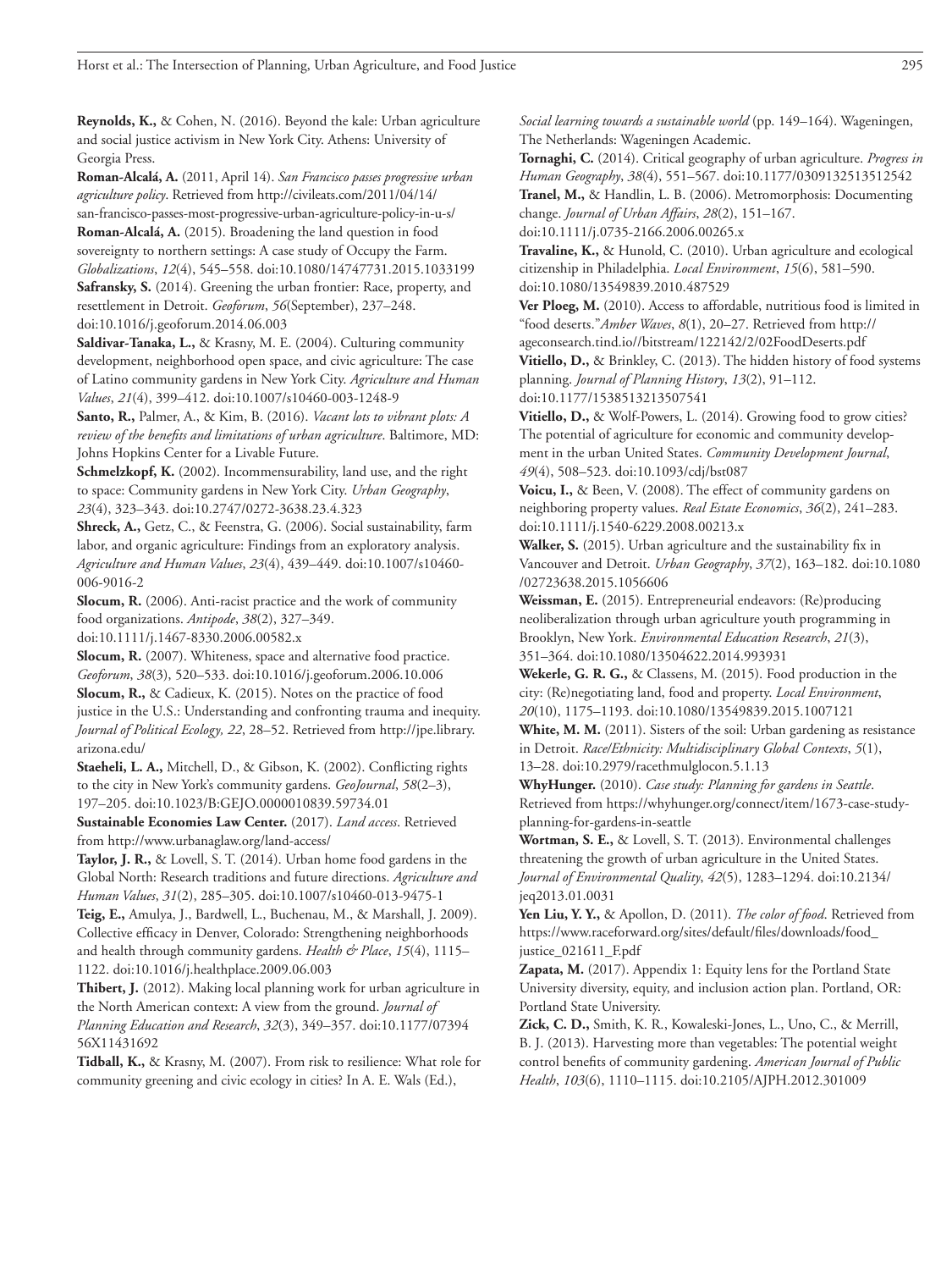**Reynolds, K.,** & Cohen, N. (2016). Beyond the kale: Urban agriculture and social justice activism in New York City. Athens: University of Georgia Press.

**Roman-Alcalá, A.** (2011, April 14). *San Francisco passes progressive urban agriculture policy*. Retrieved from http://civileats.com/2011/04/14/san-francisco-passes-most-progressive-urban-agriculture-policy-in-u-s/

**Roman-Alcalá, A.** (2015). Broadening the land question in food sovereignty to northern settings: A case study of Occupy the Farm. *Globalizations*, *12*(4), 545–558. doi:10.1080/14747731.2015.1033199

**Safransky, S.** (2014). Greening the urban frontier: Race, property, and resettlement in Detroit. *Geoforum*, *56*(September), 237–248. doi:10.1016/j.geoforum.2014.06.003

**Saldivar-Tanaka, L.,** & Krasny, M. E. (2004). Culturing community development, neighborhood open space, and civic agriculture: The case of Latino community gardens in New York City. *Agriculture and Human Values*, *21*(4), 399–412. doi:10.1007/s10460-003-1248-9

**Santo, R.,** Palmer, A., & Kim, B. (2016). *Vacant lots to vibrant plots: A review of the benefits and limitations of urban agriculture*. Baltimore, MD: Johns Hopkins Center for a Livable Future.

**Schmelzkopf, K.** (2002). Incommensurability, land use, and the right to space: Community gardens in New York City. *Urban Geography*, *23*(4), 323–343. doi:10.2747/0272-3638.23.4.323

**Shreck, A.,** Getz, C., & Feenstra, G. (2006). Social sustainability, farm labor, and organic agriculture: Findings from an exploratory analysis. *Agriculture and Human Values*, *23*(4), 439–449. doi:10.1007/s10460-006-9016-2

**Slocum, R.** (2006). Anti-racist practice and the work of community food organizations. *Antipode*, *38*(2), 327–349. doi:10.1111/j.1467-8330.2006.00582.x

**Slocum, R.** (2007). Whiteness, space and alternative food practice. *Geoforum*, *38*(3), 520–533. doi:10.1016/j.geoforum.2006.10.006

**Slocum, R.,** & Cadieux, K. (2015). Notes on the practice of food justice in the U.S.: Understanding and confronting trauma and inequity. *Journal of Political Ecology, 22*, 28–52. Retrieved from http://jpe.library.arizona.edu/

**Staeheli, L. A.,** Mitchell, D., & Gibson, K. (2002). Conflicting rights to the city in New York's community gardens. *GeoJournal*, *58*(2–3), 197–205. doi:10.1023/B:GEJO.0000010839.59734.01

**Sustainable Economies Law Center.** (2017). *Land access*. Retrieved from http://www.urbanaglaw.org/land-access/

**Taylor, J. R.,** & Lovell, S. T. (2014). Urban home food gardens in the Global North: Research traditions and future directions. *Agriculture and Human Values*, *31*(2), 285–305. doi:10.1007/s10460-013-9475-1

**Teig, E.,** Amulya, J., Bardwell, L., Buchenau, M., & Marshall, J. 2009). Collective efficacy in Denver, Colorado: Strengthening neighborhoods and health through community gardens. *Health & Place*, *15*(4), 1115–1122. doi:10.1016/j.healthplace.2009.06.003

**Thibert, J.** (2012). Making local planning work for urban agriculture in the North American context: A view from the ground. *Journal of Planning Education and Research*, *32*(3), 349–357. doi:10.1177/0739456X11431692

**Tidball, K.,** & Krasny, M. (2007). From risk to resilience: What role for community greening and civic ecology in cities? In A. E. Wals (Ed.), *Social learning towards a sustainable world* (pp. 149–164). Wageningen, The Netherlands: Wageningen Academic.

**Tornaghi, C.** (2014). Critical geography of urban agriculture. *Progress in Human Geography*, *38*(4), 551–567. doi:10.1177/0309132513512542

**Tranel, M.,** & Handlin, L. B. (2006). Metromorphosis: Documenting change. *Journal of Urban Affairs*, *28*(2), 151–167. doi:10.1111/j.0735-2166.2006.00265.x

**Travaline, K.,** & Hunold, C. (2010). Urban agriculture and ecological citizenship in Philadelphia. *Local Environment*, *15*(6), 581–590. doi:10.1080/13549839.2010.487529

**Ver Ploeg, M.** (2010). Access to affordable, nutritious food is limited in "food deserts."*Amber Waves*, *8*(1), 20–27. Retrieved from http://ageconsearch.tind.io//bitstream/122142/2/02FoodDeserts.pdf

**Vitiello, D.,** & Brinkley, C. (2013). The hidden history of food systems planning. *Journal of Planning History*, *13*(2), 91–112. doi:10.1177/1538513213507541

**Vitiello, D.,** & Wolf-Powers, L. (2014). Growing food to grow cities? The potential of agriculture for economic and community development in the urban United States. *Community Development Journal*, *49*(4), 508–523. doi:10.1093/cdj/bst087

**Voicu, I.,** & Been, V. (2008). The effect of community gardens on neighboring property values. *Real Estate Economics*, *36*(2), 241–283. doi:10.1111/j.1540-6229.2008.00213.x

**Walker, S.** (2015). Urban agriculture and the sustainability fix in Vancouver and Detroit. *Urban Geography*, *37*(2), 163–182. doi:10.1080/02723638.2015.1056606

**Weissman, E.** (2015). Entrepreneurial endeavors: (Re)producing neoliberalization through urban agriculture youth programming in Brooklyn, New York. *Environmental Education Research*, *21*(3), 351–364. doi:10.1080/13504622.2014.993931

**Wekerle, G. R. G.,** & Classens, M. (2015). Food production in the city: (Re)negotiating land, food and property. *Local Environment*, *20*(10), 1175–1193. doi:10.1080/13549839.2015.1007121

**White, M. M.** (2011). Sisters of the soil: Urban gardening as resistance in Detroit. *Race/Ethnicity: Multidisciplinary Global Contexts*, *5*(1), 13–28. doi:10.2979/racethmulglocon.5.1.13

**WhyHunger.** (2010). *Case study: Planning for gardens in Seattle*. Retrieved from https://whyhunger.org/connect/item/1673-case-study-planning-for-gardens-in-seattle

**Wortman, S. E.,** & Lovell, S. T. (2013). Environmental challenges threatening the growth of urban agriculture in the United States. *Journal of Environmental Quality*, *42*(5), 1283–1294. doi:10.2134/jeq2013.01.0031

**Yen Liu, Y. Y.,** & Apollon, D. (2011). *The color of food*. Retrieved from https://www.raceforward.org/sites/default/files/downloads/food_justice_021611_F.pdf

**Zapata, M.** (2017). Appendix 1: Equity lens for the Portland State University diversity, equity, and inclusion action plan. Portland, OR: Portland State University.

**Zick, C. D.,** Smith, K. R., Kowaleski-Jones, L., Uno, C., & Merrill, B. J. (2013). Harvesting more than vegetables: The potential weight control benefits of community gardening. *American Journal of Public Health*, *103*(6), 1110–1115. doi:10.2105/AJPH.2012.301009